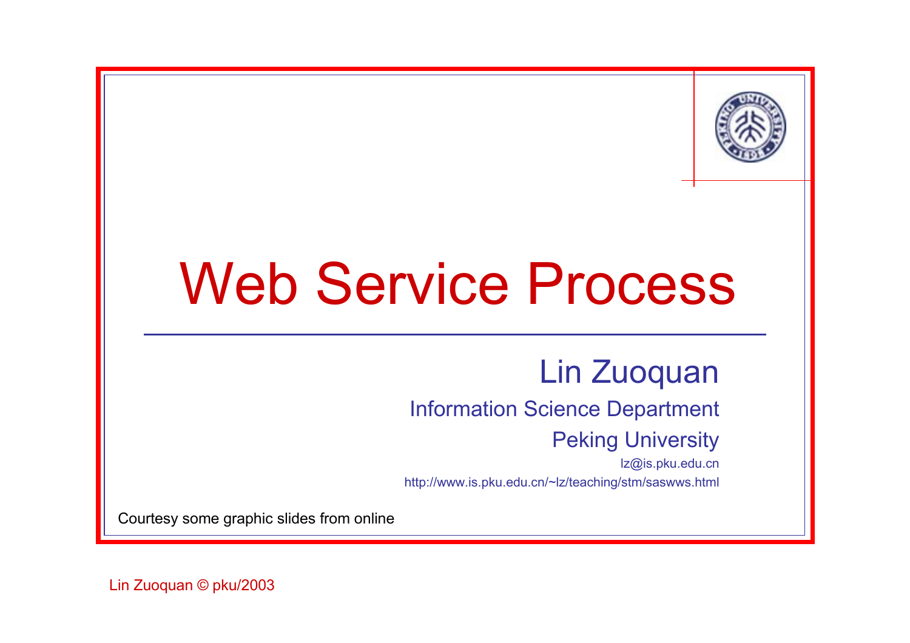# Web Service Process

Lin Zuoquan

Information Science Department

Peking University

lz@is.pku.edu.cn

http://www.is.pku.edu.cn/~lz/teaching/stm/saswws.html

Courtesy some graphic slides from online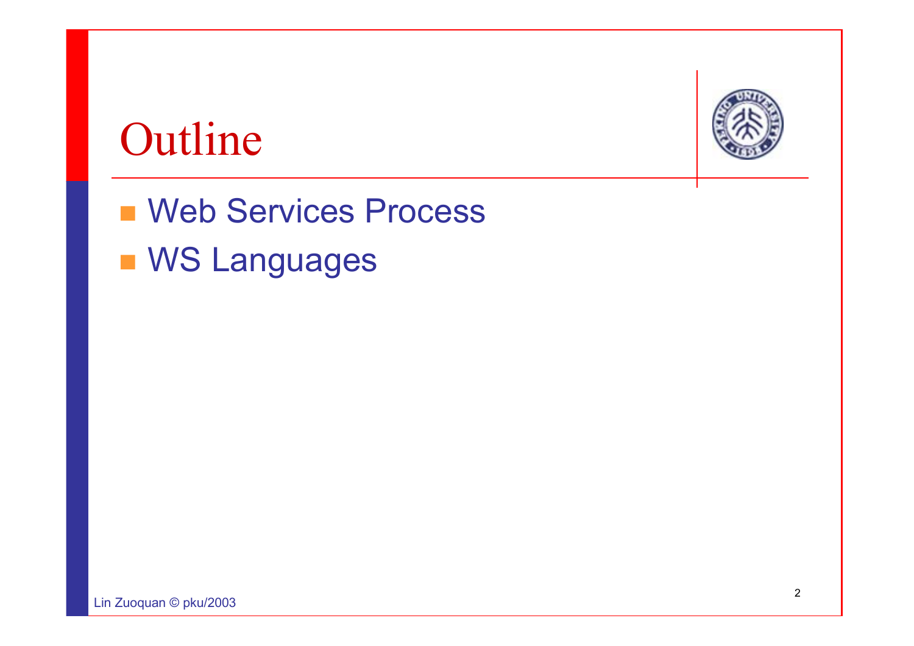# Outline

- Web Services Process
- WS Languages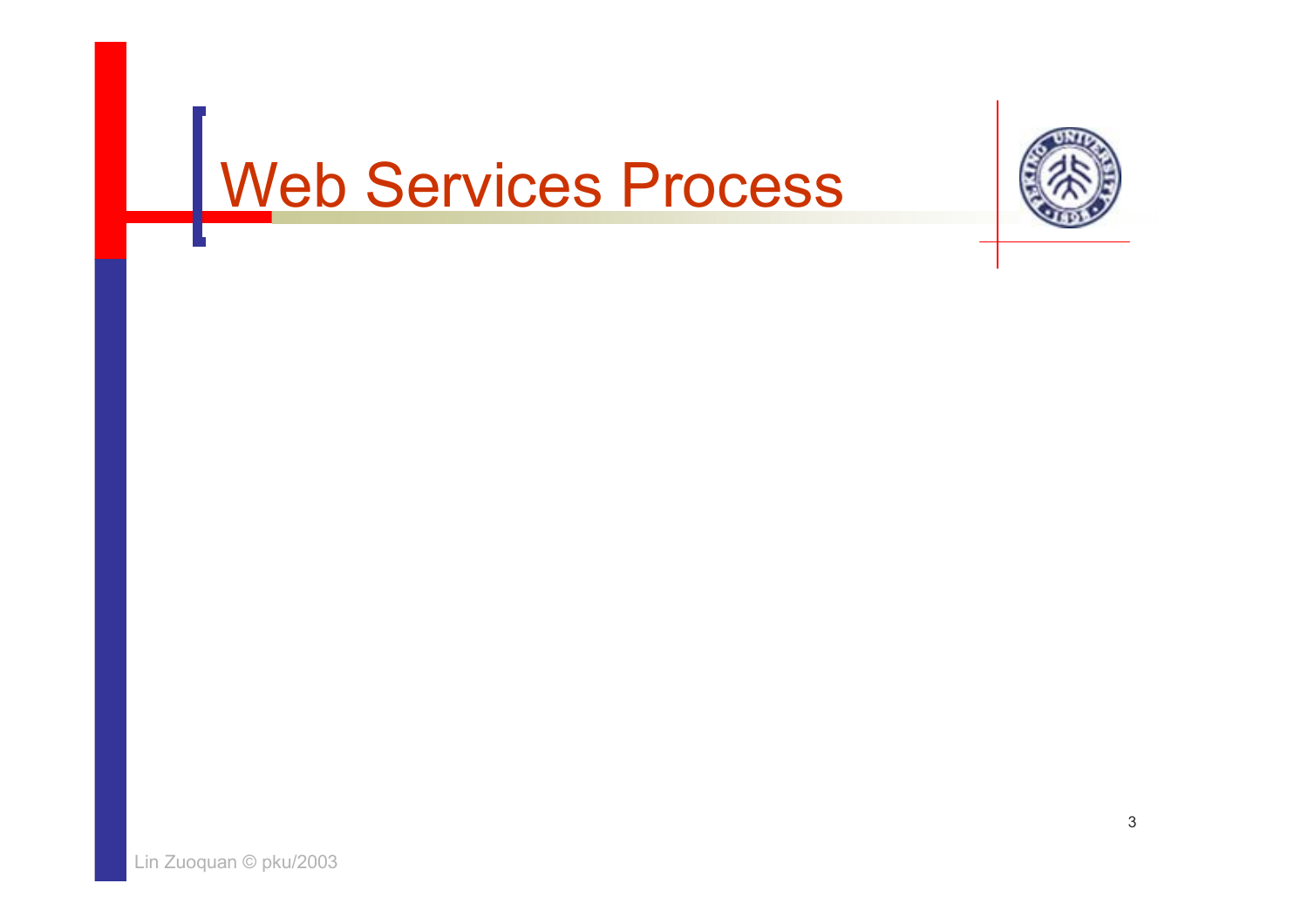# Web Services Process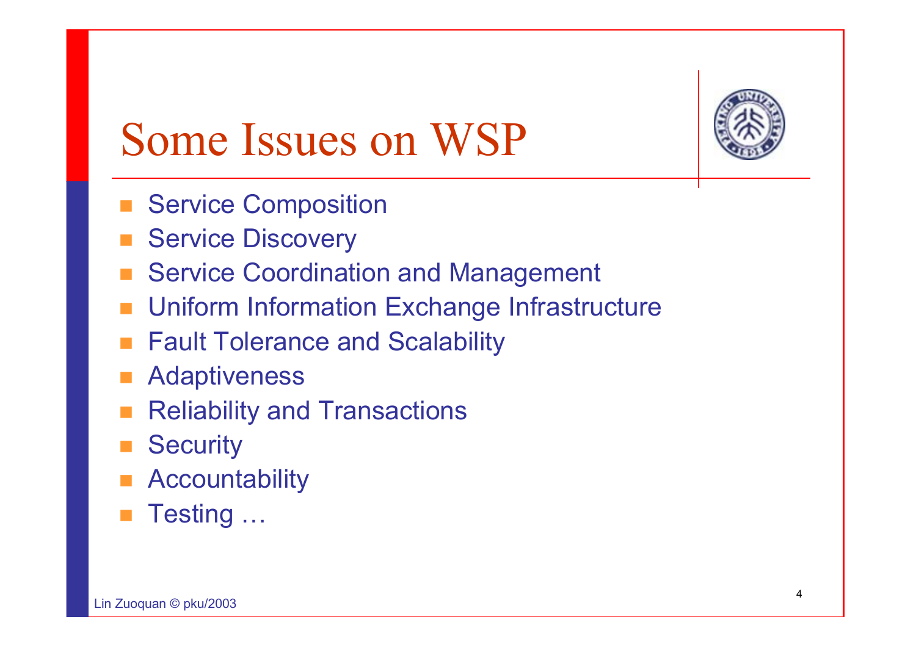# Some Issues on WSP

- Service Composition
- Service Discovery
- Service Coordination and Management
- Uniform Information Exchange Infrastructure
- Fault Tolerance and Scalability
- Adaptiveness
- Reliability and Transactions
- Security
- Accountability
- Testing …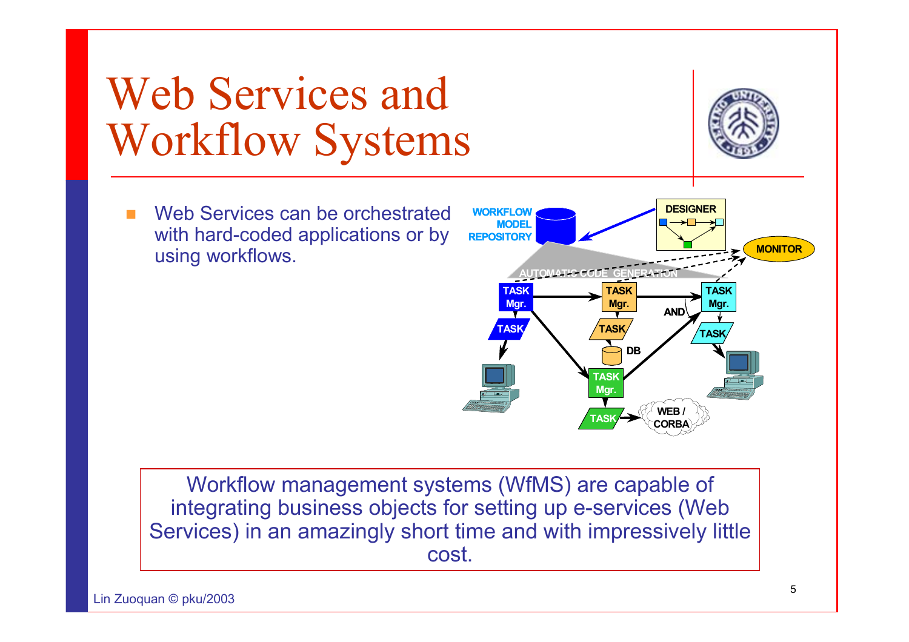# Web Services and Workflow Systems

- Web Services can be orchestrated with hard-coded applications or by using workflows.

Workflow management systems (WfMS) are capable of integrating business objects for setting up e-services (Web Services) in an amazingly short time and with impressively little cost.

Lin Zuoquan © pku/2003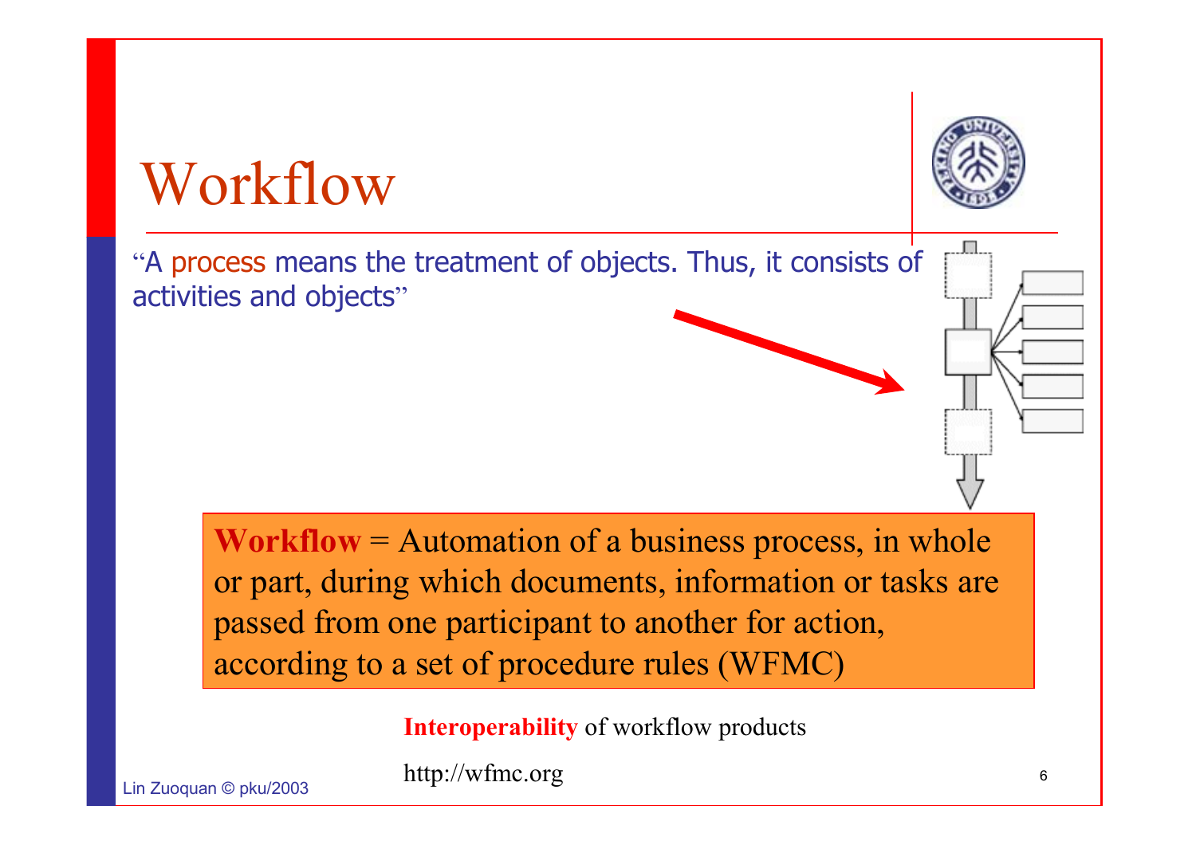# Workflow

"A process means the treatment of objects. Thus, it consists of activities and objects"

**Workflow** = Automation of a business process, in whole or part, during which documents, information or tasks are passed from one participant to another for action, according to a set of procedure rules (WFMC)

**Interoperability** of workflow products

http://wfmc.org

Lin Zuoquan © pku/2003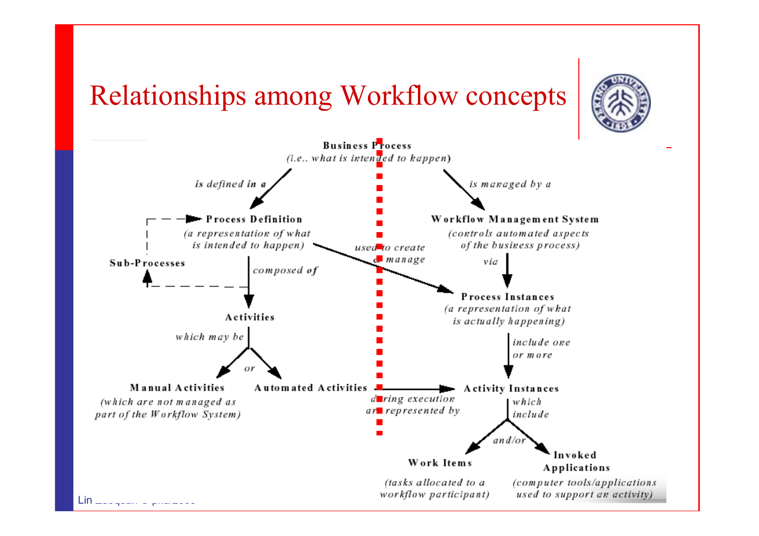# Relationships among Workflow concepts

**Business Process**
*(i.e.. what is intended to happen)*

*is defined in a* → **Process Definition** *(a representation of what is intended to happen)*

*is managed by a* → **Workflow Management System** *(controls automated aspects of the business process)*

**Process Definition** *composed of* → **Activities**

**Sub-Processes** ⇢ **Process Definition**

**Process Definition** *used to create & manage* → **Process Instances**

**Workflow Management System** *via* → **Process Instances** *(a representation of what is actually happening)*

**Activities** *which may be* → **Manual Activities** *(which are not managed as part of the Workflow System)* *or* **Automated Activities**

**Process Instances** *include one or more* → **Activity Instances**

**Automated Activities** *during execution are represented by* → **Activity Instances**

**Activity Instances** *which include* → *and/or*:

- **Work Items** *(tasks allocated to a workflow participant)*
- **Invoked Applications** *(computer tools/applications used to support an activity)*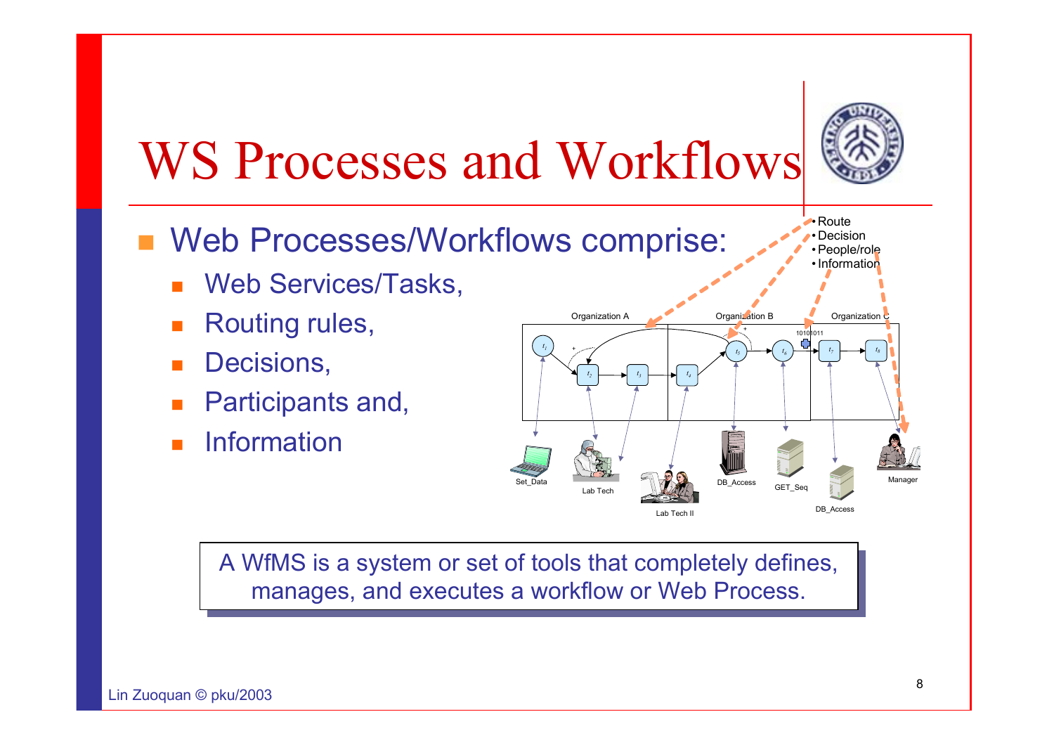# WS Processes and Workflows

- Web Processes/Workflows comprise:
  - Web Services/Tasks,
  - Routing rules,
  - Decisions,
  - Participants and,
  - Information

- Route
- Decision
- People/role
- Information

Organization A | Organization B | Organization C

$t_1$, $t_2$, $t_3$, $t_4$, $t_5$, $t_6$, $t_7$, $t_8$

10101011

Set_Data, Lab Tech, Lab Tech II, DB_Access, GET_Seq, DB_Access, Manager

A WfMS is a system or set of tools that completely defines, manages, and executes a workflow or Web Process.

Lin Zuoquan © pku/2003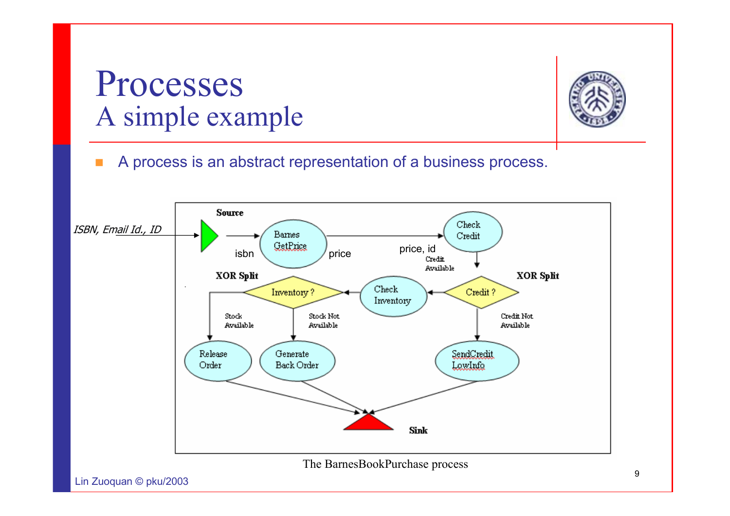# Processes
## A simple example

- A process is an abstract representation of a business process.

ISBN, Email Id., ID

Source

isbn

Barnes GetPrice

price

price, id

Check Credit

Credit Available

XOR Split

Credit ?

Credit Not Available

SendCredit LowInfo

Check Inventory

Inventory ?

XOR Split

Stock Available

Stock Not Available

Release Order

Generate Back Order

Sink

The BarnesBookPurchase process

Lin Zuoquan © pku/2003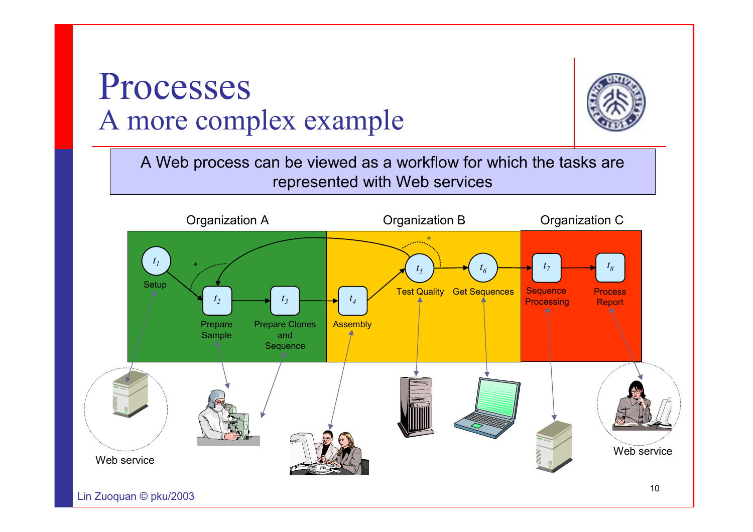# Processes
## A more complex example

A Web process can be viewed as a workflow for which the tasks are represented with Web services

Organization A

Organization B

Organization C

$t_1$ Setup

$t_2$ Prepare Sample

$t_3$ Prepare Clones and Sequence

$t_4$ Assembly

$t_5$ Test Quality

$t_6$ Get Sequences

$t_7$ Sequence Processing

$t_8$ Process Report

Web service

Web service

Lin Zuoquan © pku/2003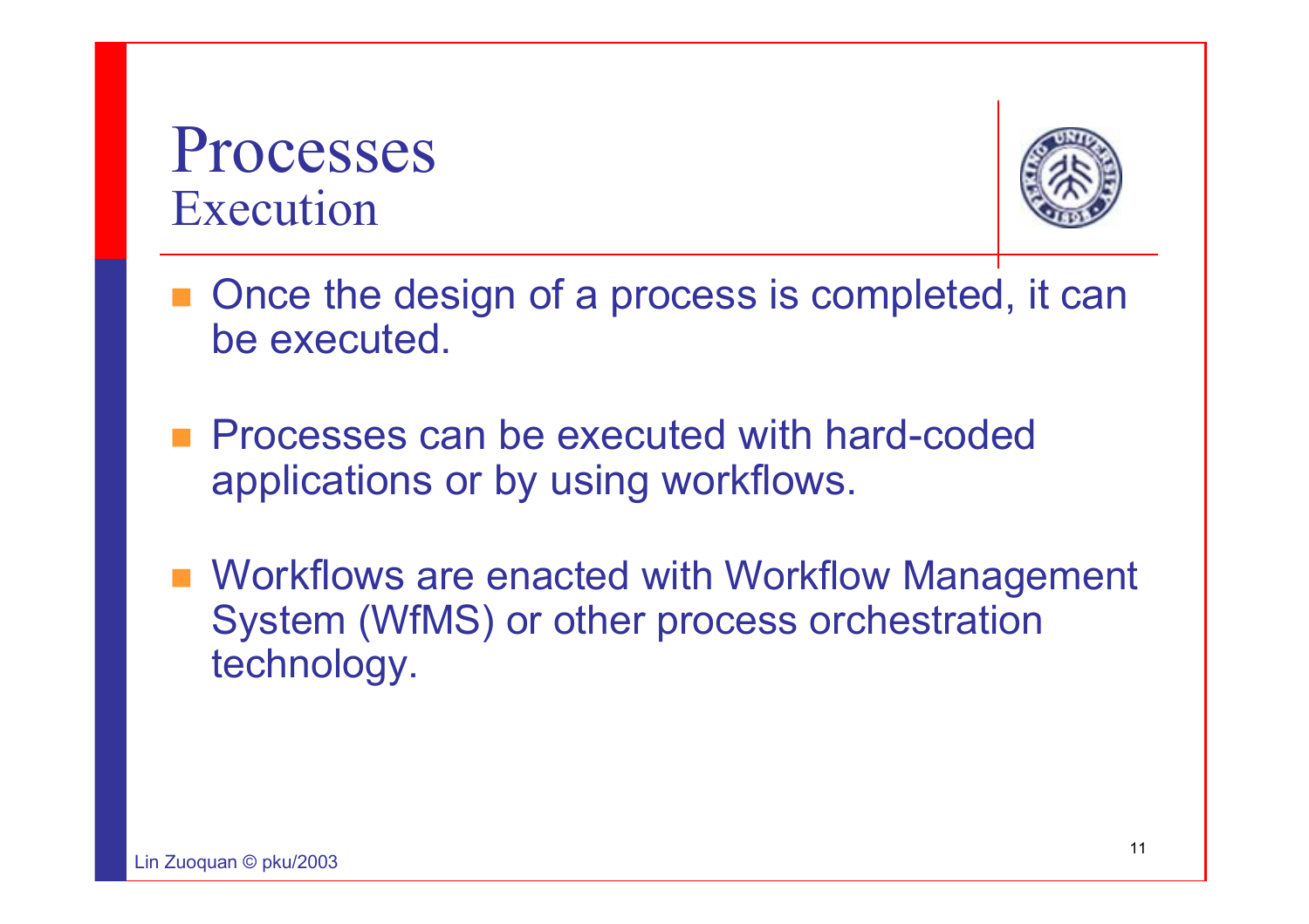# Processes

## Execution

- Once the design of a process is completed, it can be executed.
- Processes can be executed with hard-coded applications or by using workflows.
- Workflows are enacted with Workflow Management System (WfMS) or other process orchestration technology.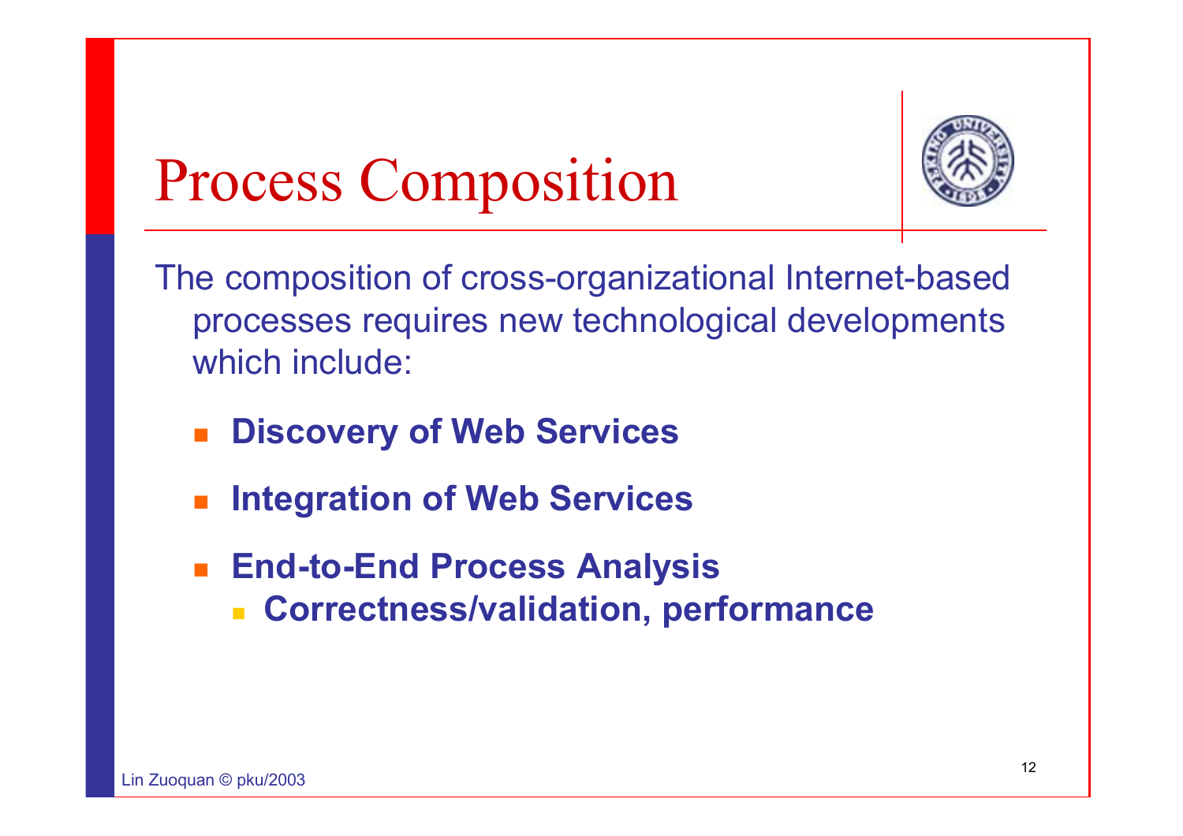# Process Composition

The composition of cross-organizational Internet-based processes requires new technological developments which include:

- **Discovery of Web Services**
- **Integration of Web Services**
- **End-to-End Process Analysis**
  - **Correctness/validation, performance**

Lin Zuoquan © pku/2003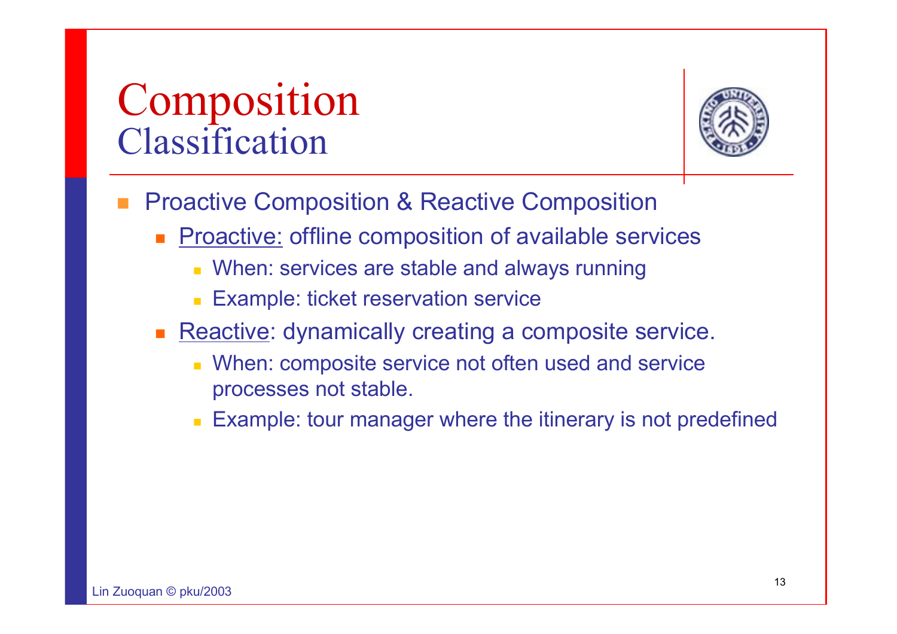# Composition
## Classification

- Proactive Composition & Reactive Composition
  - Proactive: offline composition of available services
    - When: services are stable and always running
    - Example: ticket reservation service
  - Reactive: dynamically creating a composite service.
    - When: composite service not often used and service processes not stable.
    - Example: tour manager where the itinerary is not predefined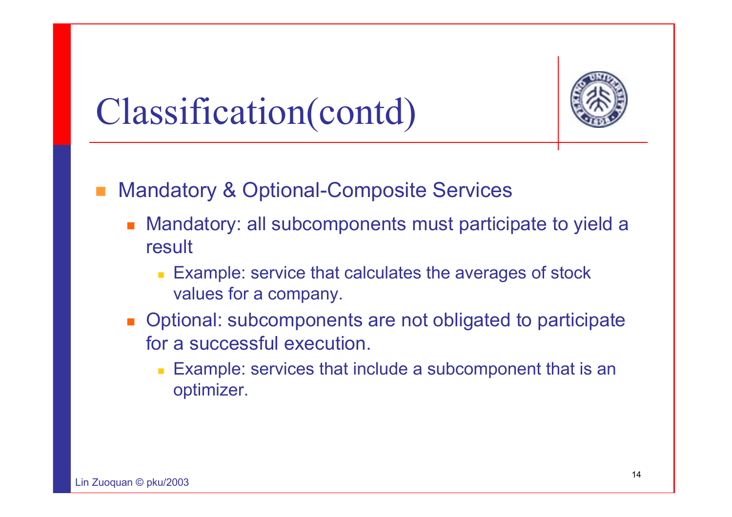# Classification(contd)

- Mandatory & Optional-Composite Services
  - Mandatory: all subcomponents must participate to yield a result
    - Example: service that calculates the averages of stock values for a company.
  - Optional: subcomponents are not obligated to participate for a successful execution.
    - Example: services that include a subcomponent that is an optimizer.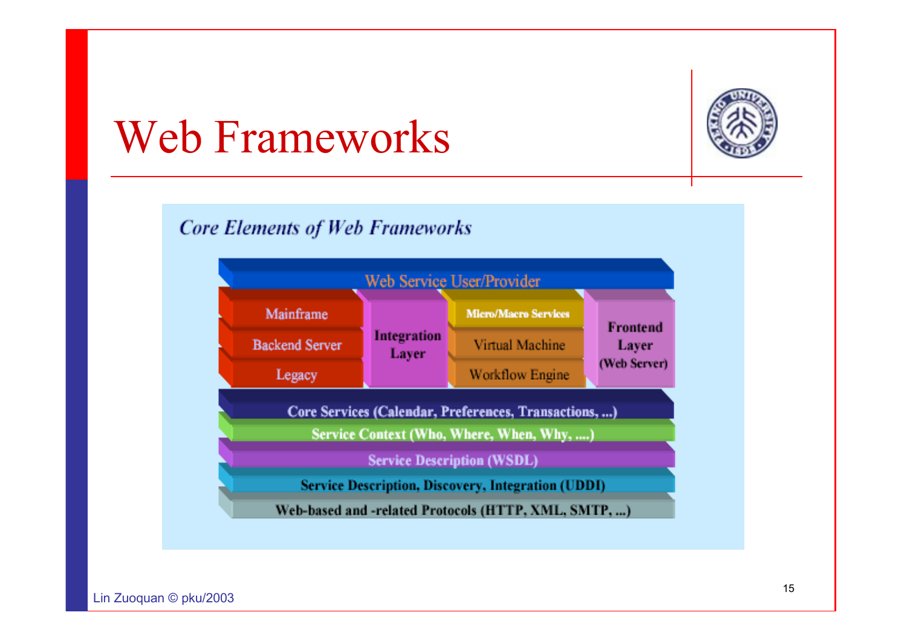# Web Frameworks

*Core Elements of Web Frameworks*

Web Service User/Provider

| Mainframe / Backend Server / Legacy | Integration Layer | Micro/Macro Services / Virtual Machine / Workflow Engine | Frontend Layer (Web Server) |
|---|---|---|---|

Core Services (Calendar, Preferences, Transactions, ...)

Service Context (Who, Where, When, Why, ....)

Service Description (WSDL)

Service Description, Discovery, Integration (UDDI)

Web-based and -related Protocols (HTTP, XML, SMTP, ...)

Lin Zuoquan © pku/2003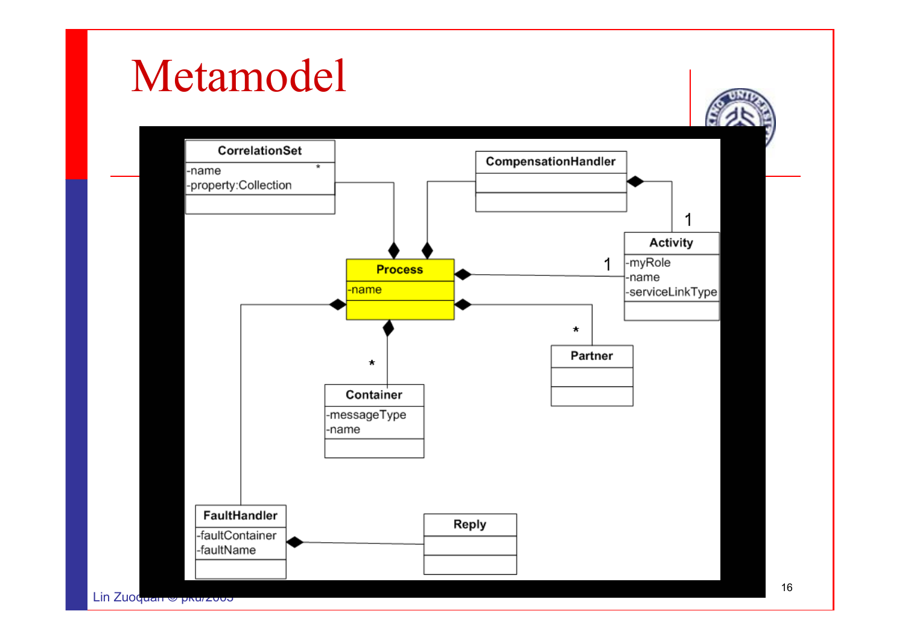# Metamodel

CorrelationSet
-name
-property:Collection

CompensationHandler

Activity
-myRole
-name
-serviceLinkType

Process
-name

Partner

Container
-messageType
-name

FaultHandler
-faultContainer
-faultName

Reply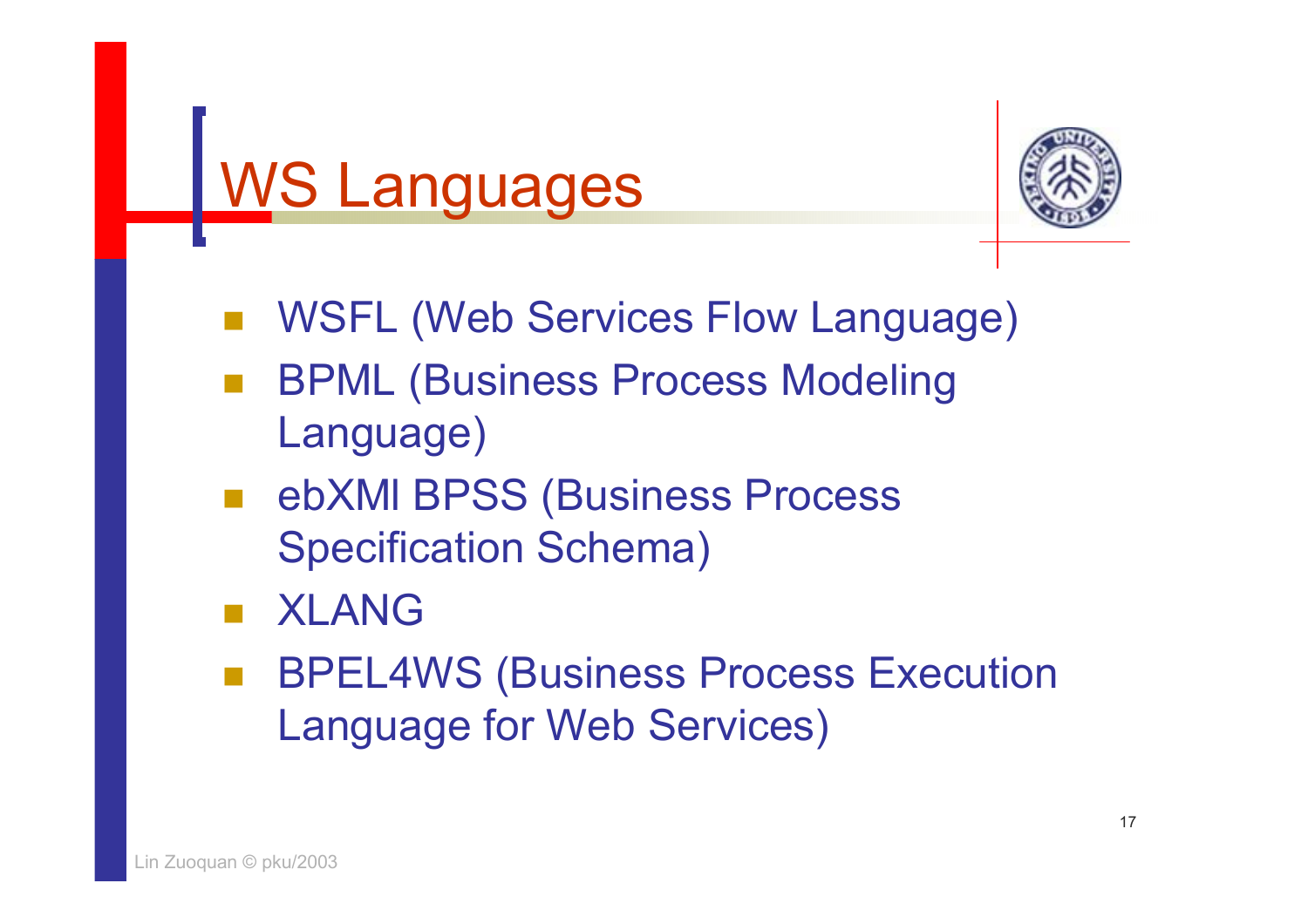# WS Languages

- WSFL (Web Services Flow Language)
- BPML (Business Process Modeling Language)
- ebXMl BPSS (Business Process Specification Schema)
- XLANG
- BPEL4WS (Business Process Execution Language for Web Services)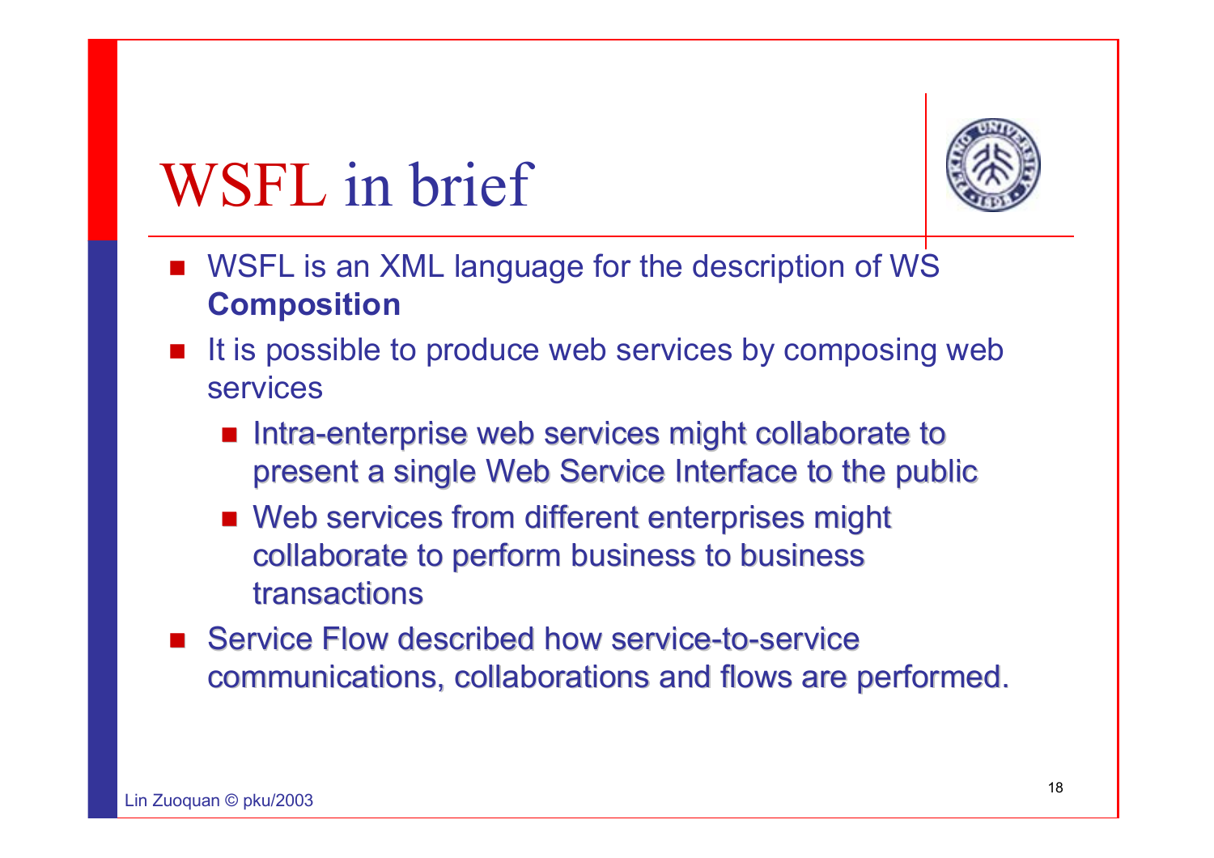# WSFL in brief

- WSFL is an XML language for the description of WS **Composition**
- It is possible to produce web services by composing web services
  - Intra-enterprise web services might collaborate to present a single Web Service Interface to the public
  - Web services from different enterprises might collaborate to perform business to business transactions
- Service Flow described how service-to-service communications, collaborations and flows are performed.

Lin Zuoquan © pku/2003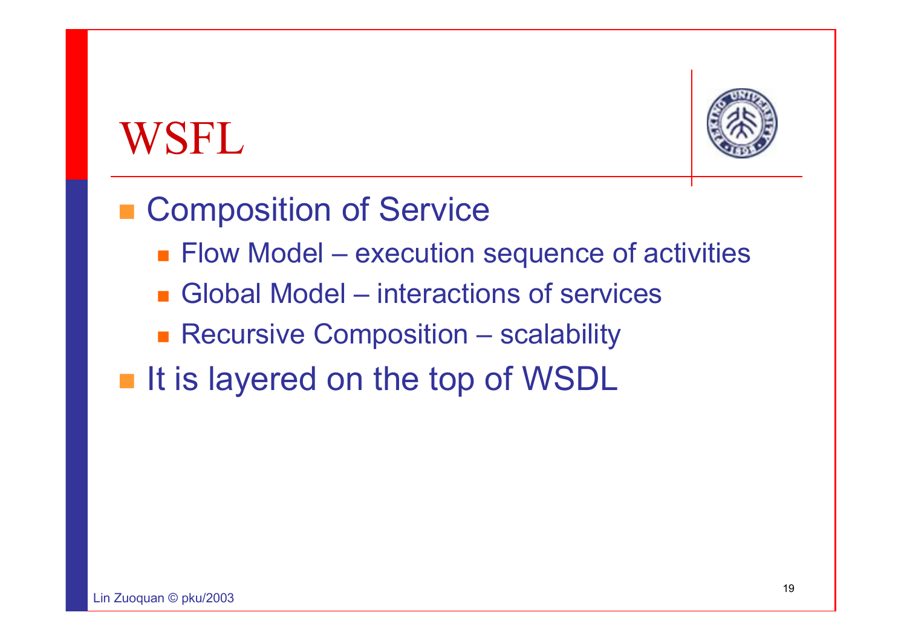# WSFL

- Composition of Service
  - Flow Model – execution sequence of activities
  - Global Model – interactions of services
  - Recursive Composition – scalability
- It is layered on the top of WSDL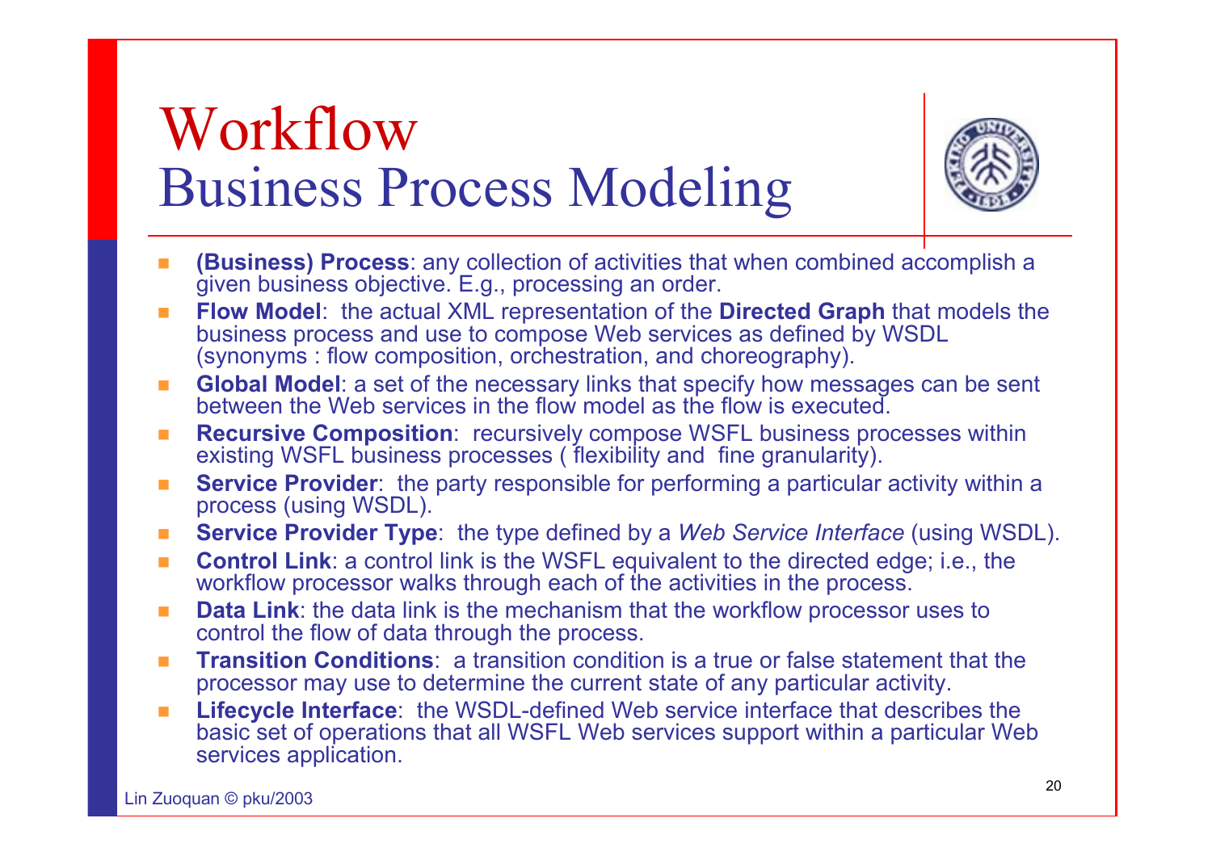# Workflow
## Business Process Modeling

- **(Business) Process**: any collection of activities that when combined accomplish a given business objective. E.g., processing an order.
- **Flow Model**: the actual XML representation of the **Directed Graph** that models the business process and use to compose Web services as defined by WSDL (synonyms : flow composition, orchestration, and choreography).
- **Global Model**: a set of the necessary links that specify how messages can be sent between the Web services in the flow model as the flow is executed.
- **Recursive Composition**: recursively compose WSFL business processes within existing WSFL business processes ( flexibility and fine granularity).
- **Service Provider**: the party responsible for performing a particular activity within a process (using WSDL).
- **Service Provider Type**: the type defined by a *Web Service Interface* (using WSDL).
- **Control Link**: a control link is the WSFL equivalent to the directed edge; i.e., the workflow processor walks through each of the activities in the process.
- **Data Link**: the data link is the mechanism that the workflow processor uses to control the flow of data through the process.
- **Transition Conditions**: a transition condition is a true or false statement that the processor may use to determine the current state of any particular activity.
- **Lifecycle Interface**: the WSDL-defined Web service interface that describes the basic set of operations that all WSFL Web services support within a particular Web services application.

Lin Zuoquan © pku/2003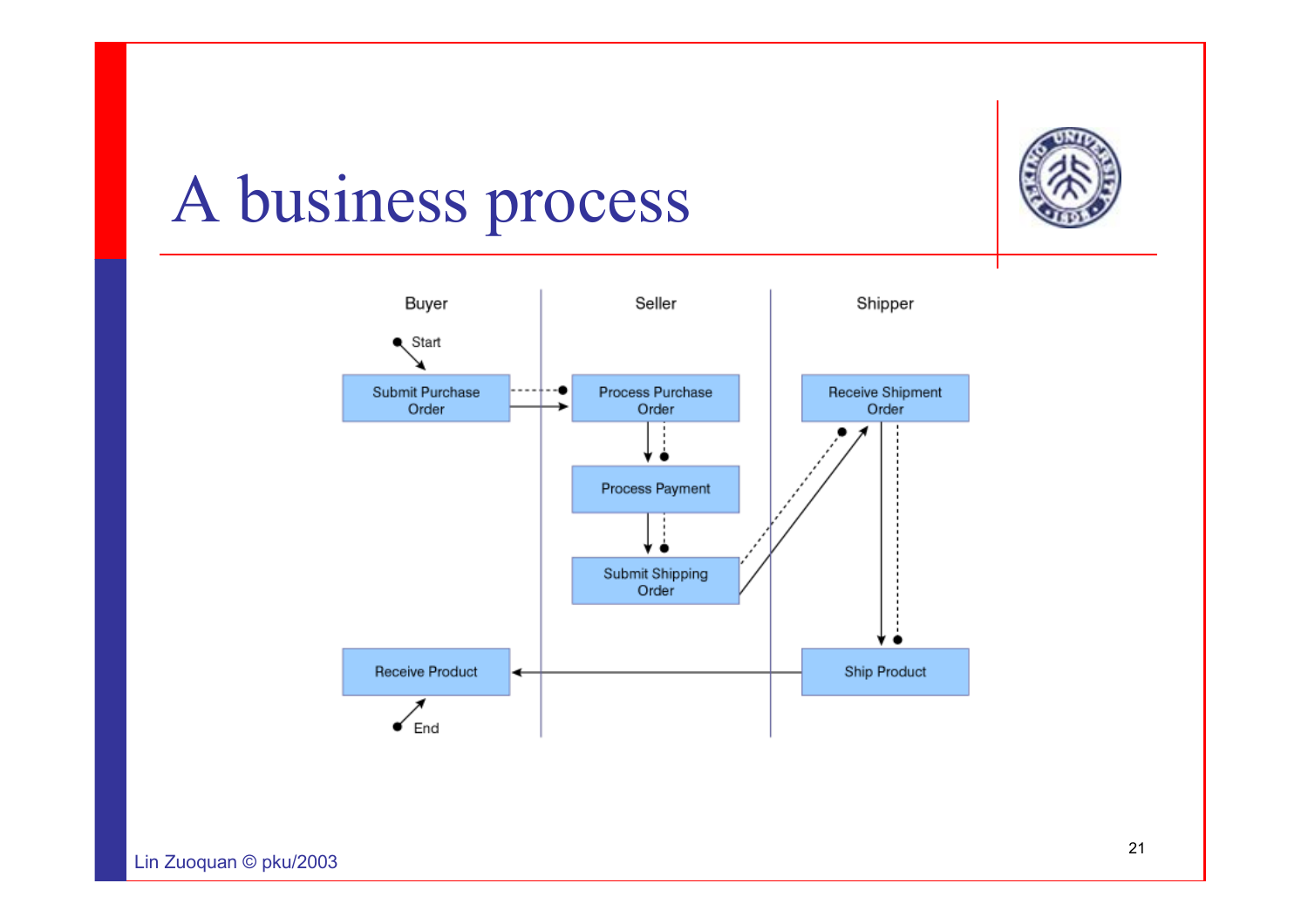# A business process

Buyer | Seller | Shipper

Start

Submit Purchase Order → Process Purchase Order

Process Purchase Order → Process Payment

Process Payment → Submit Shipping Order

Submit Shipping Order → Receive Shipment Order

Receive Shipment Order → Ship Product

Ship Product → Receive Product

End

Lin Zuoquan © pku/2003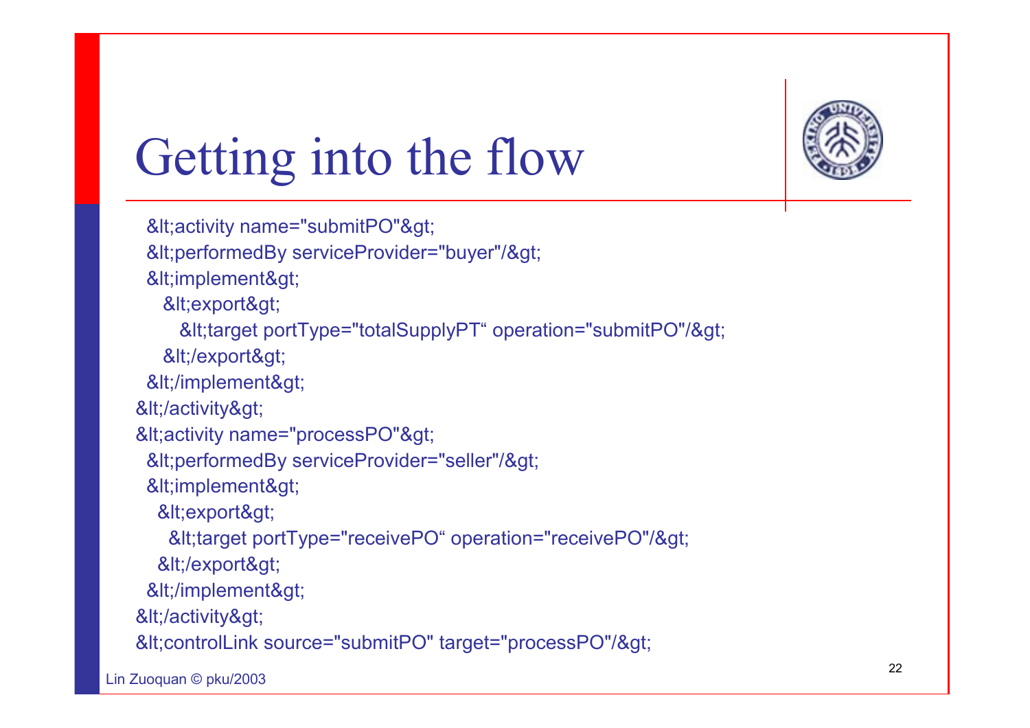# Getting into the flow

```
 &lt;activity name="submitPO"&gt;
 &lt;performedBy serviceProvider="buyer"/&gt;
 &lt;implement&gt;
   &lt;export&gt;
     &lt;target portType="totalSupplyPT“ operation="submitPO"/&gt;
   &lt;/export&gt;
 &lt;/implement&gt;
&lt;/activity&gt;
&lt;activity name="processPO"&gt;
 &lt;performedBy serviceProvider="seller"/&gt;
 &lt;implement&gt;
  &lt;export&gt;
   &lt;target portType="receivePO“ operation="receivePO"/&gt;
  &lt;/export&gt;
 &lt;/implement&gt;
&lt;/activity&gt;
&lt;controlLink source="submitPO" target="processPO"/&gt;
```

Lin Zuoquan © pku/2003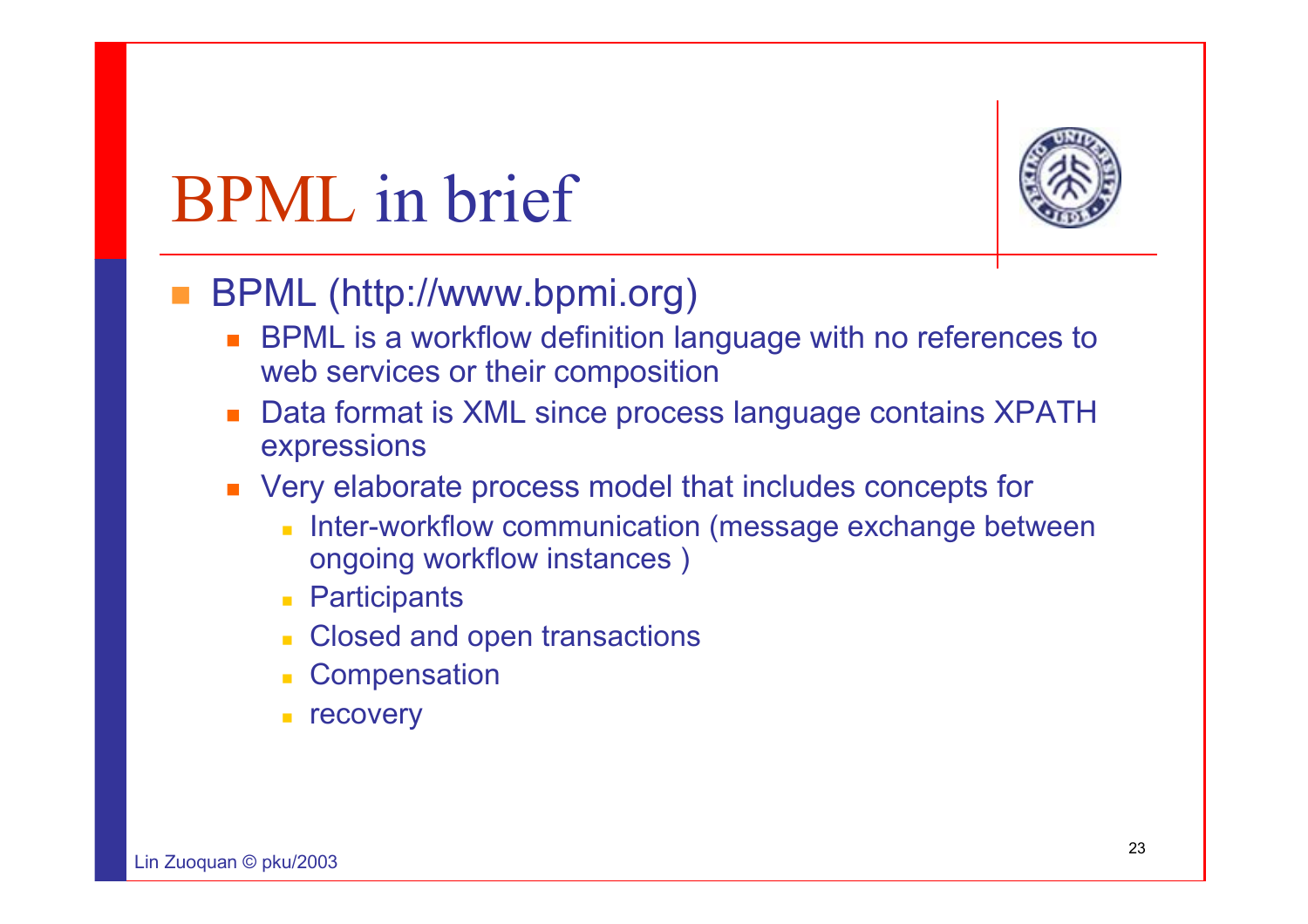# BPML in brief

- BPML (http://www.bpmi.org)
  - BPML is a workflow definition language with no references to web services or their composition
  - Data format is XML since process language contains XPATH expressions
  - Very elaborate process model that includes concepts for
    - Inter-workflow communication (message exchange between ongoing workflow instances )
    - Participants
    - Closed and open transactions
    - Compensation
    - recovery

Lin Zuoquan © pku/2003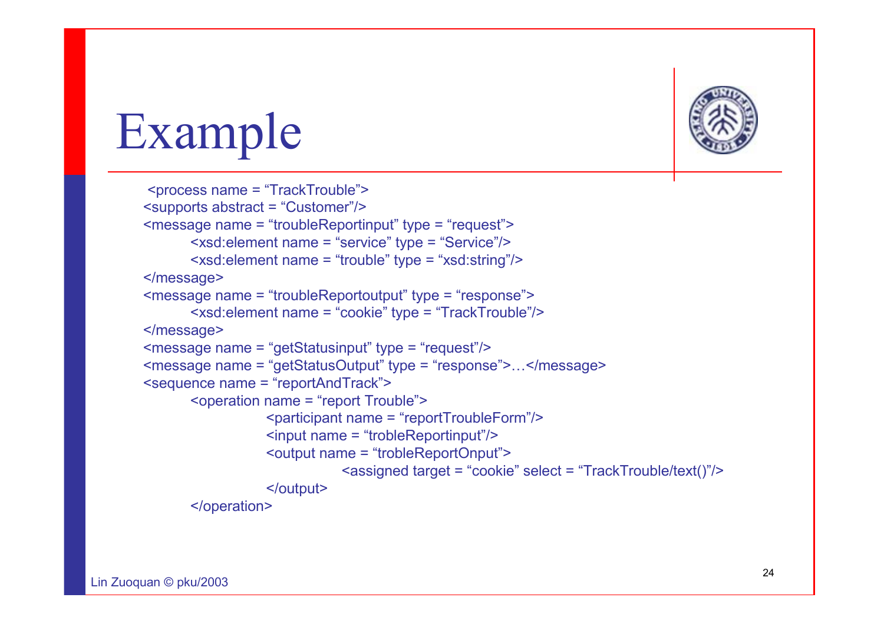# Example

```
<process name = “TrackTrouble”>
<supports abstract = “Customer”/>
<message name = “troubleReportinput” type = “request”>
        <xsd:element name = “service” type = “Service”/>
        <xsd:element name = “trouble” type = “xsd:string”/>
</message>
<message name = “troubleReportoutput” type = “response”>
        <xsd:element name = “cookie” type = “TrackTrouble”/>
</message>
<message name = “getStatusinput” type = “request”/>
<message name = “getStatusOutput” type = “response”>…</message>
<sequence name = “reportAndTrack”>
        <operation name = “report Trouble”>
                <participant name = “reportTroubleForm”/>
                <input name = “trobleReportinput”/>
                <output name = “trobleReportOnput”>
                        <assigned target = “cookie” select = “TrackTrouble/text()”/>
                </output>
        </operation>
```

Lin Zuoquan © pku/2003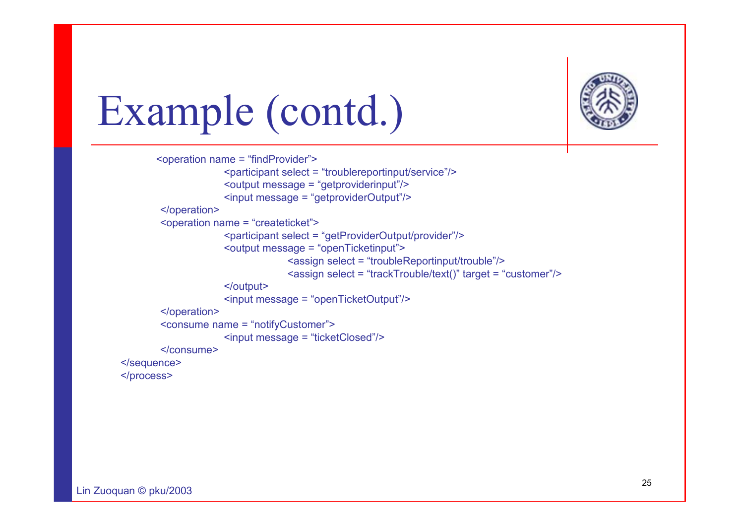# Example (contd.)

```
<operation name = “findProvider”>
        <participant select = “troublereportinput/service”/>
        <output message = “getproviderinput”/>
        <input message = “getproviderOutput”/>
 </operation>
 <operation name = “createticket”>
        <participant select = “getProviderOutput/provider”/>
        <output message = “openTicketinput”>
                <assign select = “troubleReportinput/trouble”/>
                <assign select = “trackTrouble/text()” target = “customer”/>
        </output>
        <input message = “openTicketOutput”/>
 </operation>
 <consume name = “notifyCustomer”>
        <input message = “ticketClosed”/>
 </consume>
</sequence>
</process>
```

Lin Zuoquan © pku/2003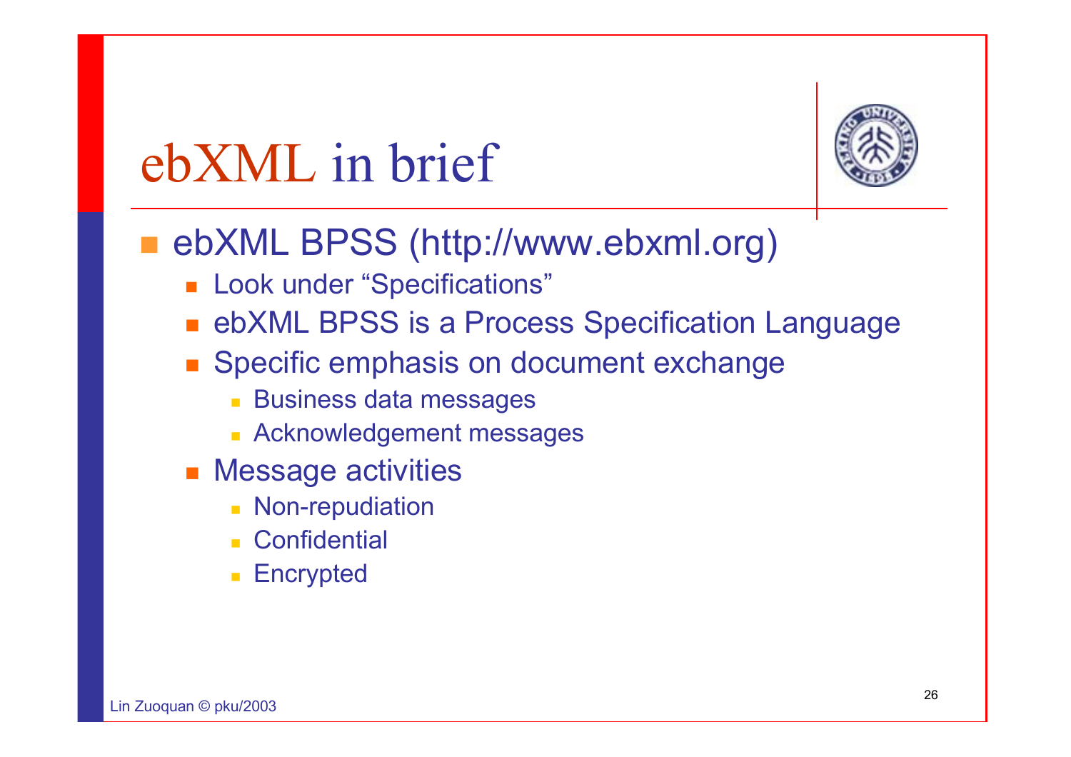# ebXML in brief

- ebXML BPSS (http://www.ebxml.org)
  - Look under "Specifications"
  - ebXML BPSS is a Process Specification Language
  - Specific emphasis on document exchange
    - Business data messages
    - Acknowledgement messages
  - Message activities
    - Non-repudiation
    - Confidential
    - Encrypted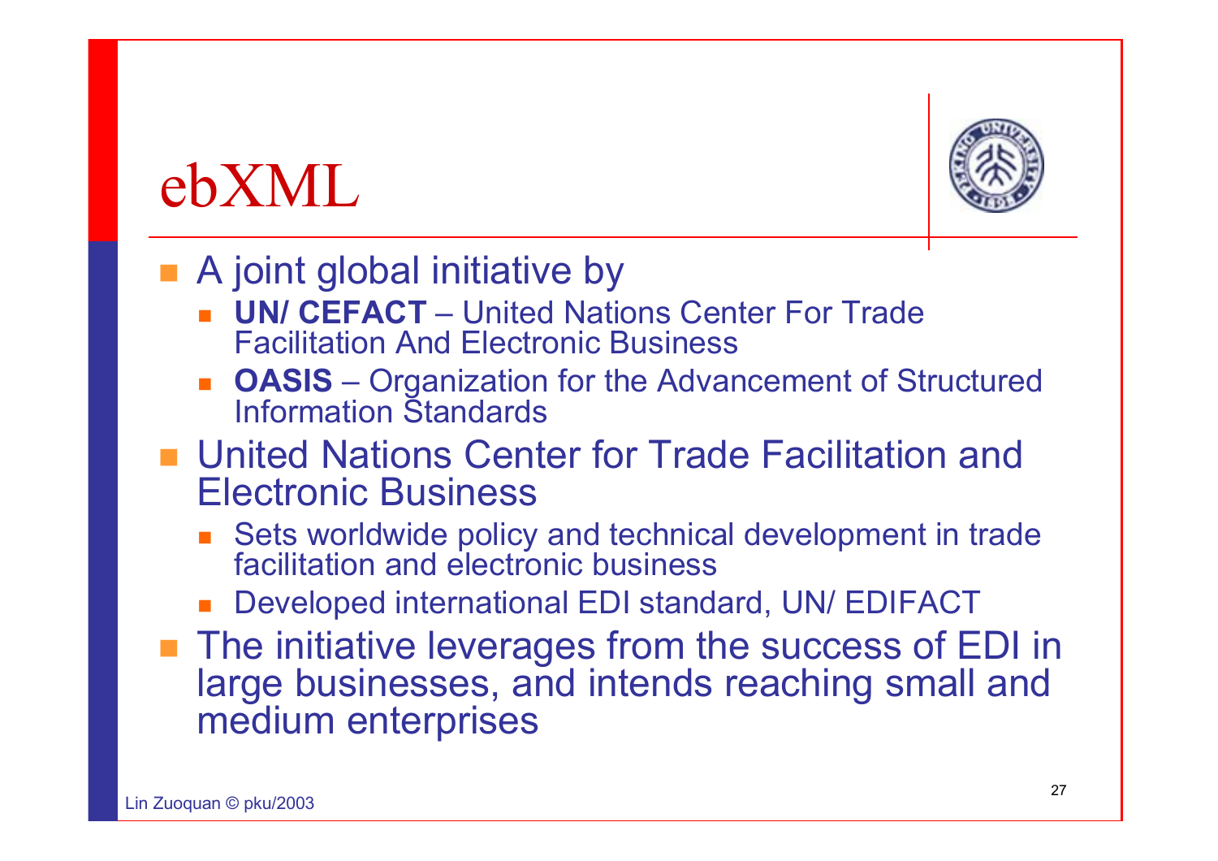# ebXML

- A joint global initiative by
  - **UN/ CEFACT** – United Nations Center For Trade Facilitation And Electronic Business
  - **OASIS** – Organization for the Advancement of Structured Information Standards
- United Nations Center for Trade Facilitation and Electronic Business
  - Sets worldwide policy and technical development in trade facilitation and electronic business
  - Developed international EDI standard, UN/ EDIFACT
- The initiative leverages from the success of EDI in large businesses, and intends reaching small and medium enterprises

Lin Zuoquan © pku/2003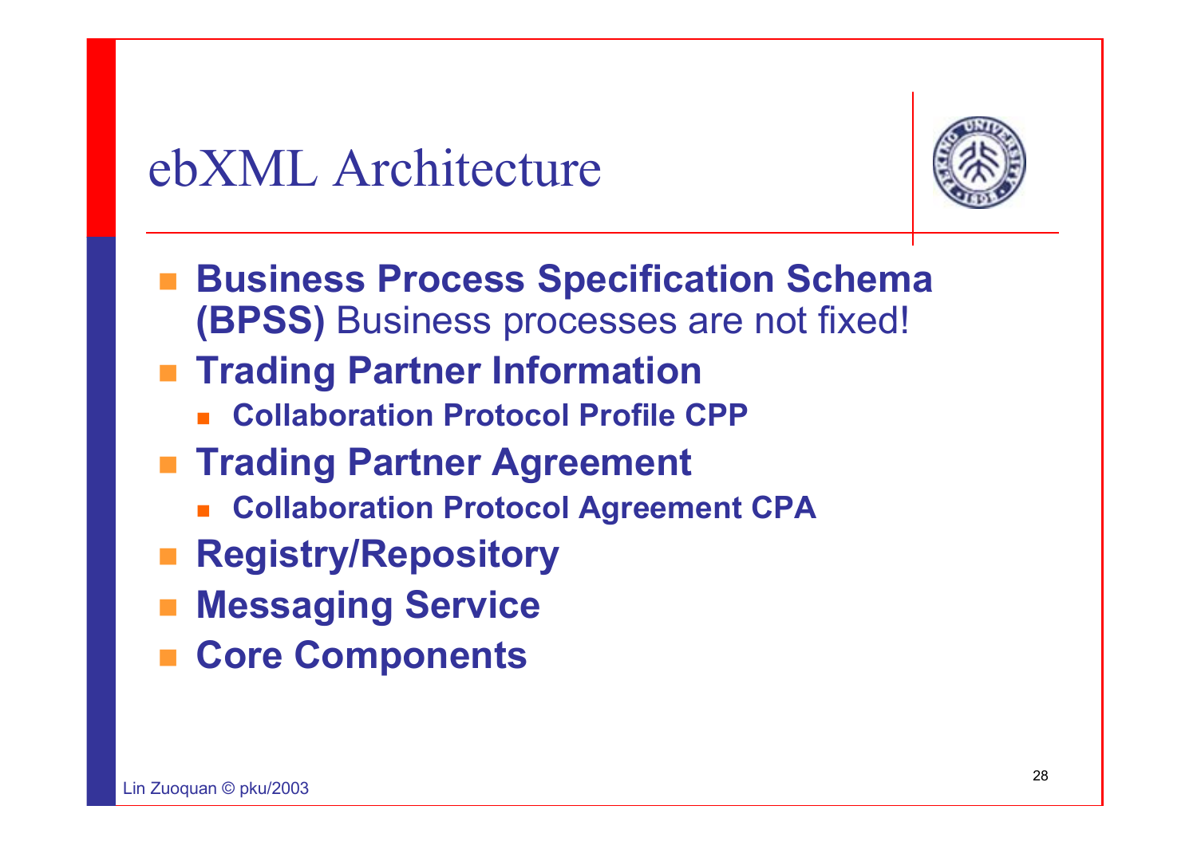# ebXML Architecture

- **Business Process Specification Schema (BPSS)** Business processes are not fixed!
- **Trading Partner Information**
  - **Collaboration Protocol Profile CPP**
- **Trading Partner Agreement**
  - **Collaboration Protocol Agreement CPA**
- **Registry/Repository**
- **Messaging Service**
- **Core Components**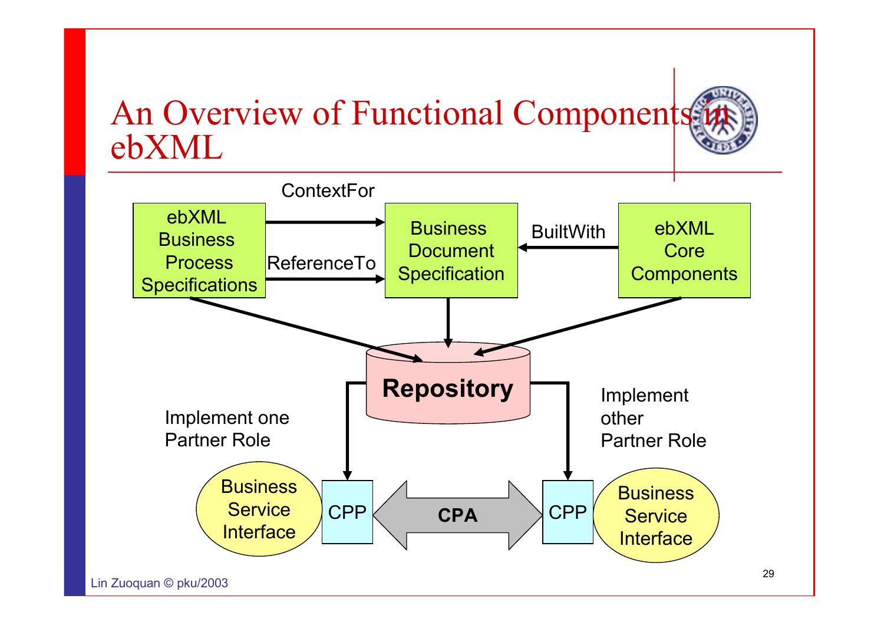# An Overview of Functional Components in ebXML

ebXML Business Process Specifications

ContextFor

ReferenceTo

Business Document Specification

BuiltWith

ebXML Core Components

**Repository**

Implement one Partner Role

Implement other Partner Role

Business Service Interface

CPP

**CPA**

CPP

Business Service Interface

Lin Zuoquan © pku/2003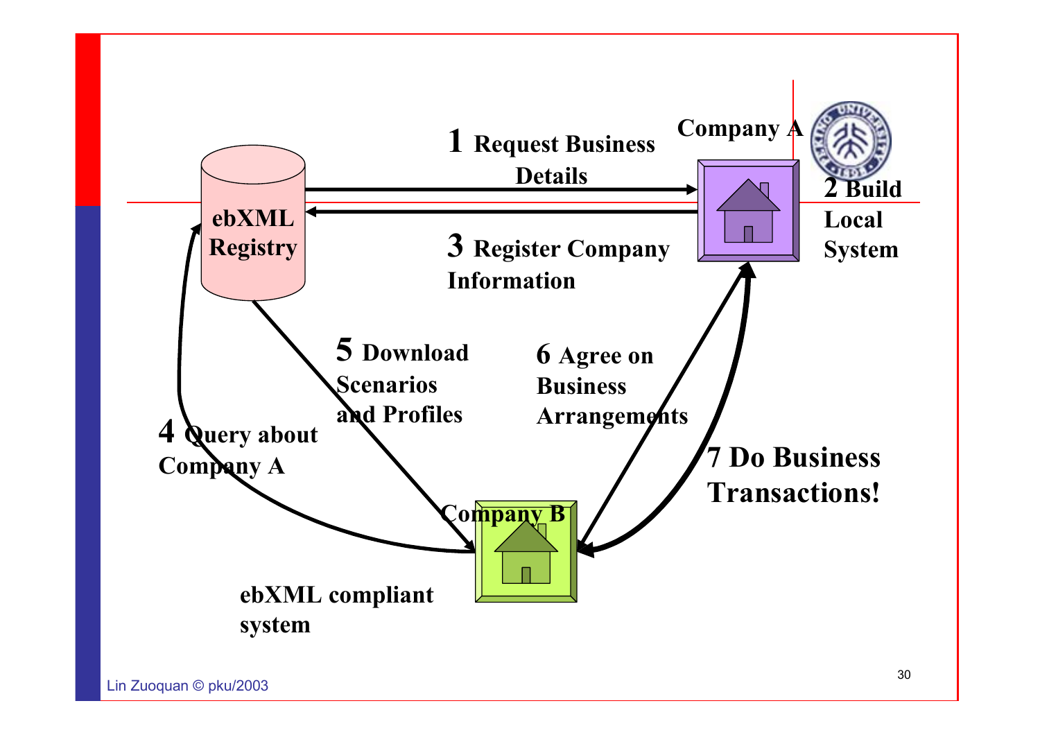ebXML Registry

Company A

1 Request Business Details

2 Build Local System

3 Register Company Information

4 Query about Company A

5 Download Scenarios and Profiles

6 Agree on Business Arrangements

7 Do Business Transactions!

Company B

ebXML compliant system

Lin Zuoquan © pku/2003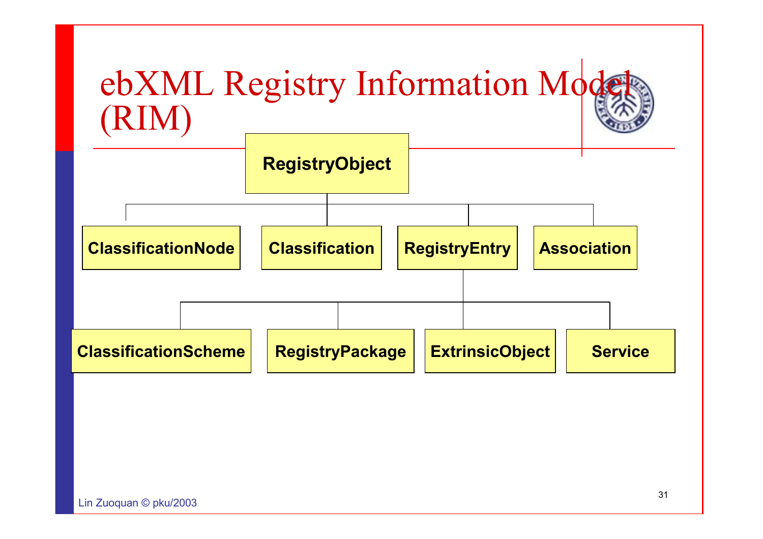# ebXML Registry Information Model (RIM)

- **RegistryObject**
  - **ClassificationNode**
  - **Classification**
  - **RegistryEntry**
    - **ClassificationScheme**
    - **RegistryPackage**
    - **ExtrinsicObject**
    - **Service**
  - **Association**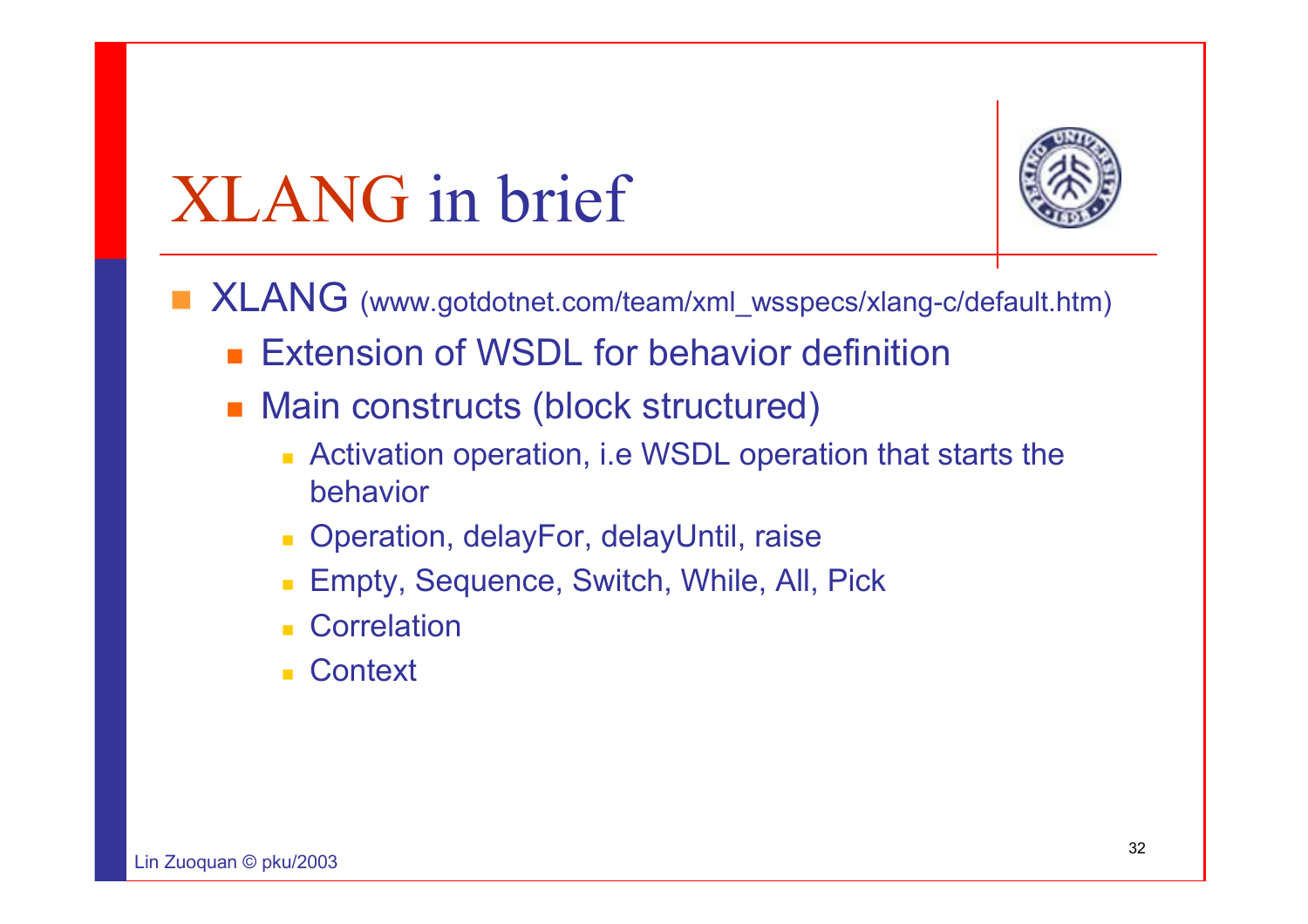# XLANG in brief

- XLANG (www.gotdotnet.com/team/xml_wsspecs/xlang-c/default.htm)
  - Extension of WSDL for behavior definition
  - Main constructs (block structured)
    - Activation operation, i.e WSDL operation that starts the behavior
    - Operation, delayFor, delayUntil, raise
    - Empty, Sequence, Switch, While, All, Pick
    - Correlation
    - Context

Lin Zuoquan © pku/2003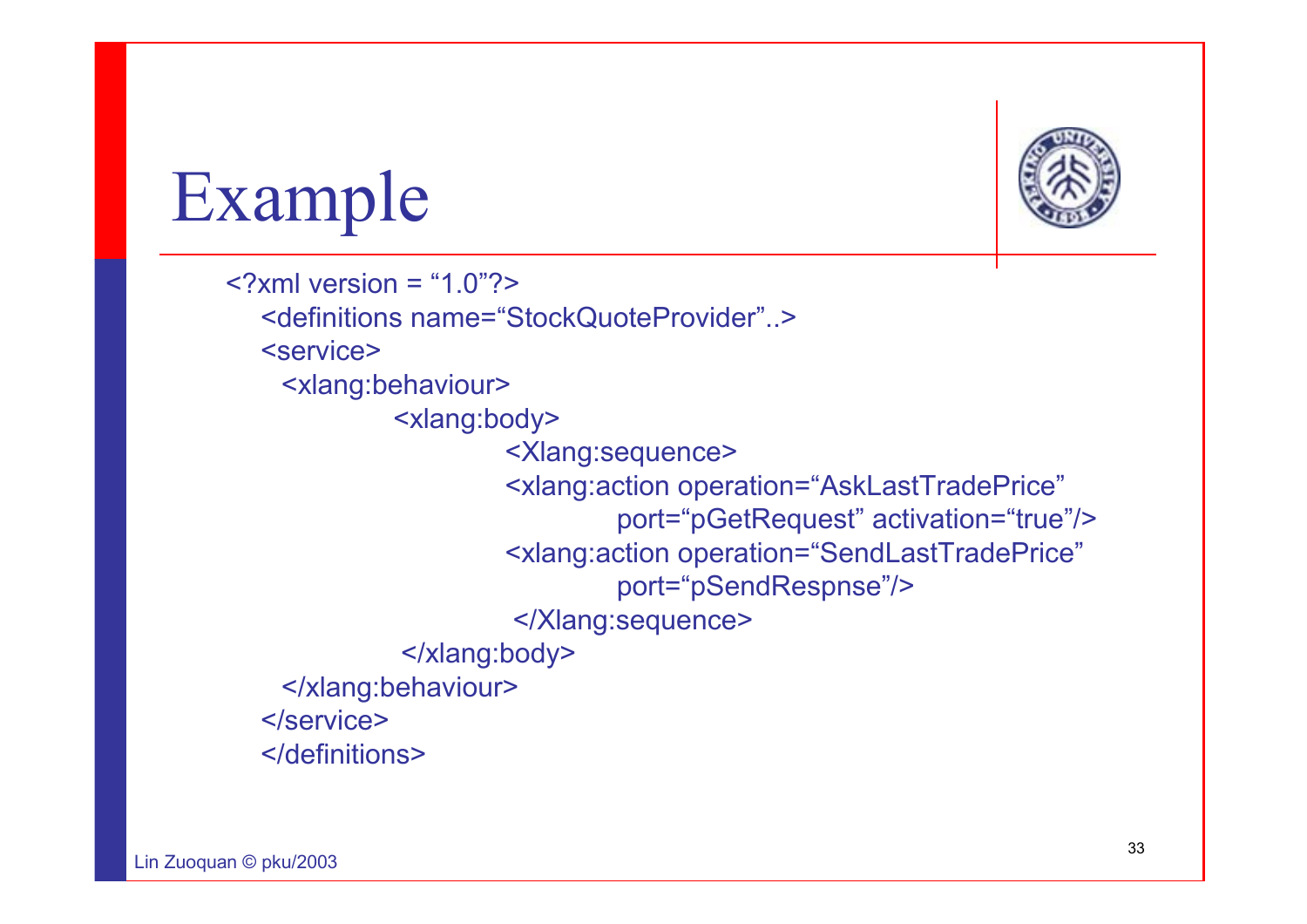# Example

```
<?xml version = "1.0"?>
  <definitions name="StockQuoteProvider"..>
  <service>
    <xlang:behaviour>
        <xlang:body>
            <Xlang:sequence>
            <xlang:action operation="AskLastTradePrice"
                port="pGetRequest" activation="true"/>
            <xlang:action operation="SendLastTradePrice"
                port="pSendRespnse"/>
            </Xlang:sequence>
        </xlang:body>
    </xlang:behaviour>
  </service>
  </definitions>
```

Lin Zuoquan © pku/2003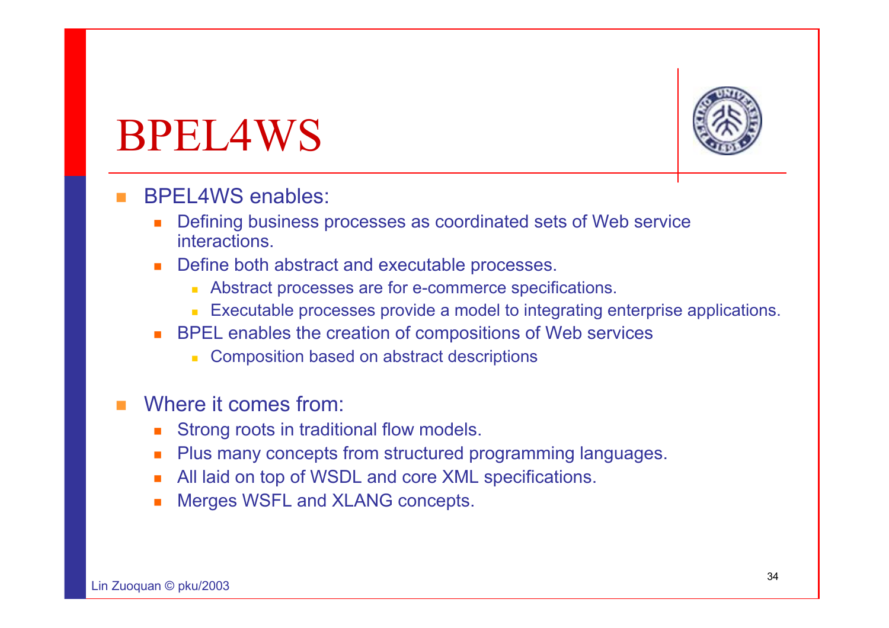# BPEL4WS

- BPEL4WS enables:
  - Defining business processes as coordinated sets of Web service interactions.
  - Define both abstract and executable processes.
    - Abstract processes are for e-commerce specifications.
    - Executable processes provide a model to integrating enterprise applications.
  - BPEL enables the creation of compositions of Web services
    - Composition based on abstract descriptions

- Where it comes from:
  - Strong roots in traditional flow models.
  - Plus many concepts from structured programming languages.
  - All laid on top of WSDL and core XML specifications.
  - Merges WSFL and XLANG concepts.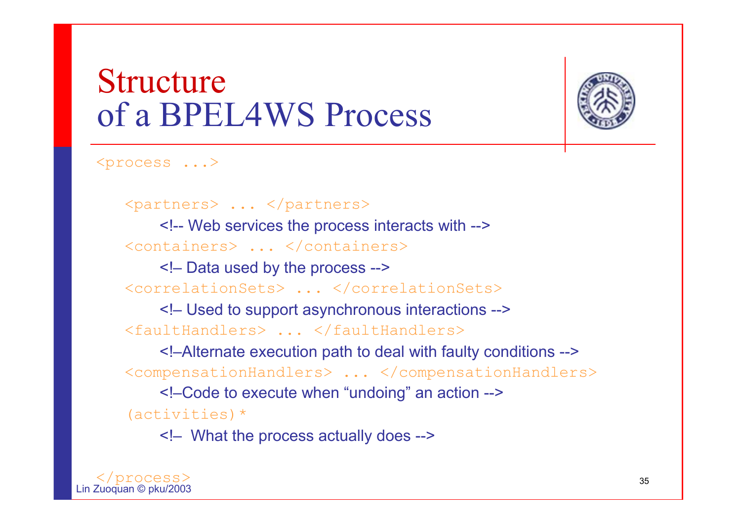# Structure of a BPEL4WS Process

```
<process ...>

   <partners> ... </partners>
       <!-- Web services the process interacts with -->
   <containers> ... </containers>
       <!– Data used by the process -->
   <correlationSets> ... </correlationSets>
       <!– Used to support asynchronous interactions -->
   <faultHandlers> ... </faultHandlers>
       <!–Alternate execution path to deal with faulty conditions -->
   <compensationHandlers> ... </compensationHandlers>
       <!–Code to execute when “undoing” an action -->
   (activities)*
       <!–  What the process actually does -->

</process>
```

Lin Zuoquan © pku/2003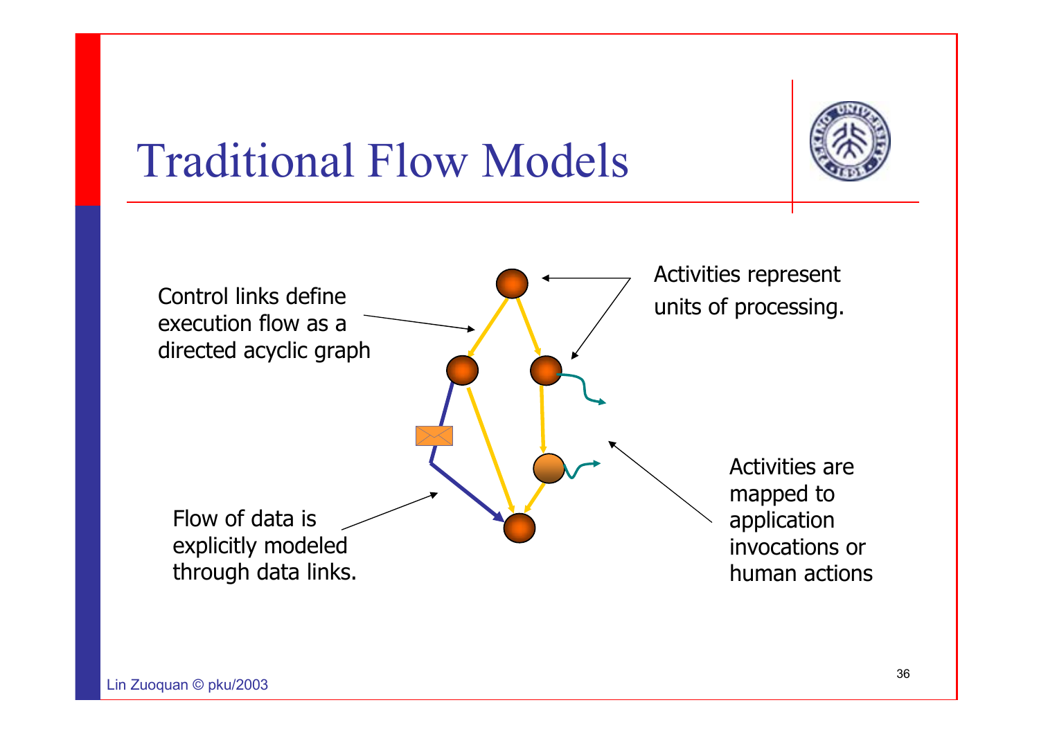# Traditional Flow Models

Control links define execution flow as a directed acyclic graph

Activities represent units of processing.

Flow of data is explicitly modeled through data links.

Activities are mapped to application invocations or human actions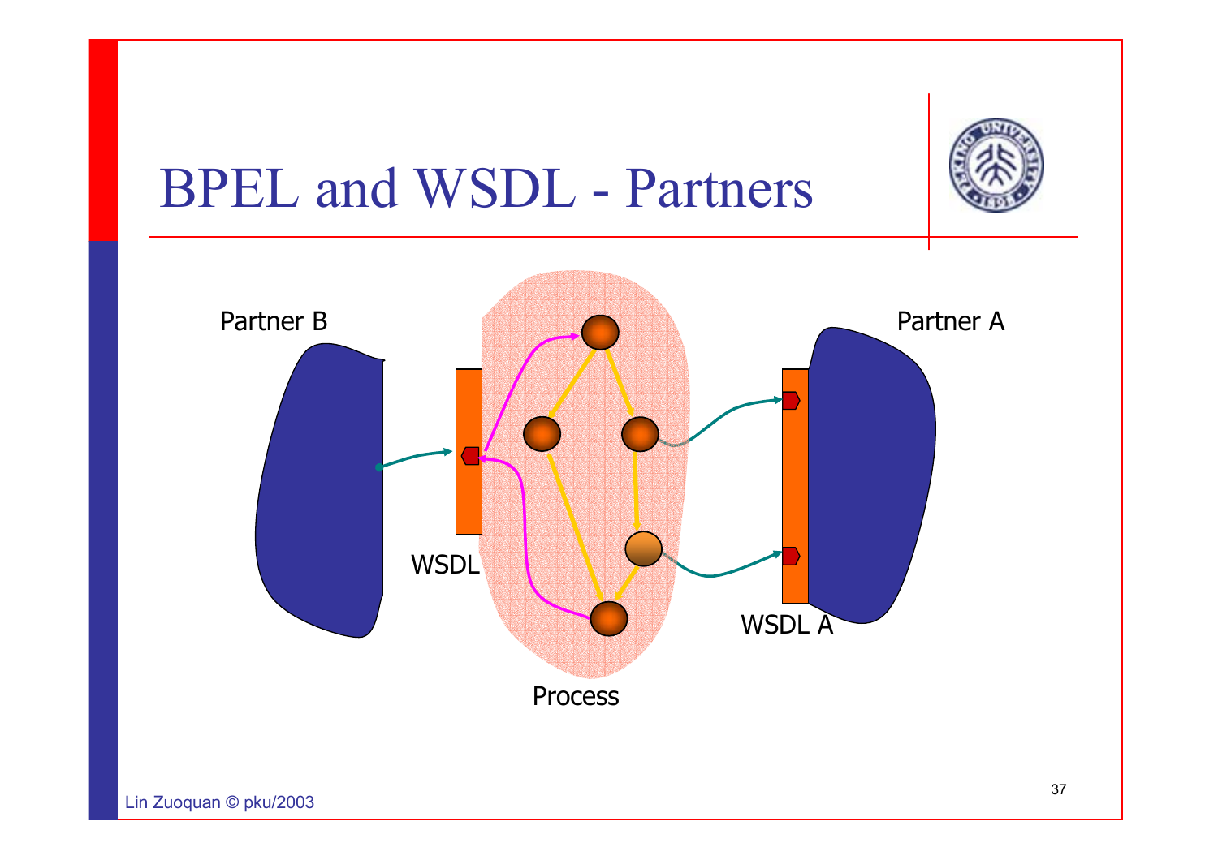# BPEL and WSDL - Partners

Partner B

WSDL

Process

Partner A

WSDL A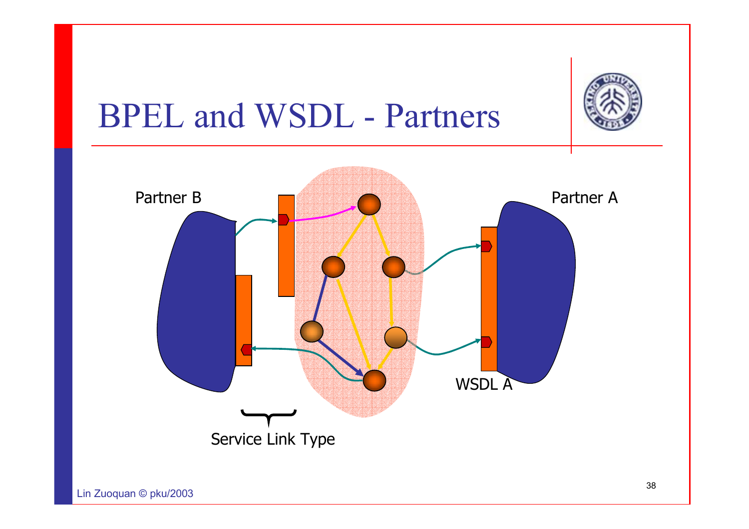# BPEL and WSDL - Partners

Partner B

Partner A

WSDL A

Service Link Type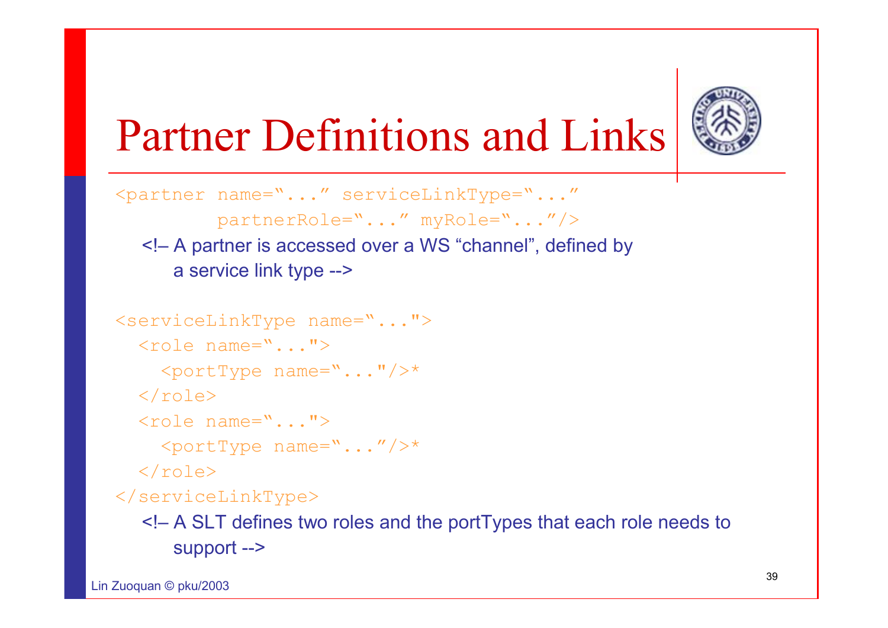# Partner Definitions and Links

```
<partner name="..." serviceLinkType="..."
         partnerRole="..." myRole="..."/>
```

<!– A partner is accessed over a WS "channel", defined by a service link type -->

```
<serviceLinkType name="...">
  <role name="...">
    <portType name="..."/>*
  </role>
  <role name="...">
    <portType name="..."/>*
  </role>
</serviceLinkType>
```

<!– A SLT defines two roles and the portTypes that each role needs to support -->

Lin Zuoquan © pku/2003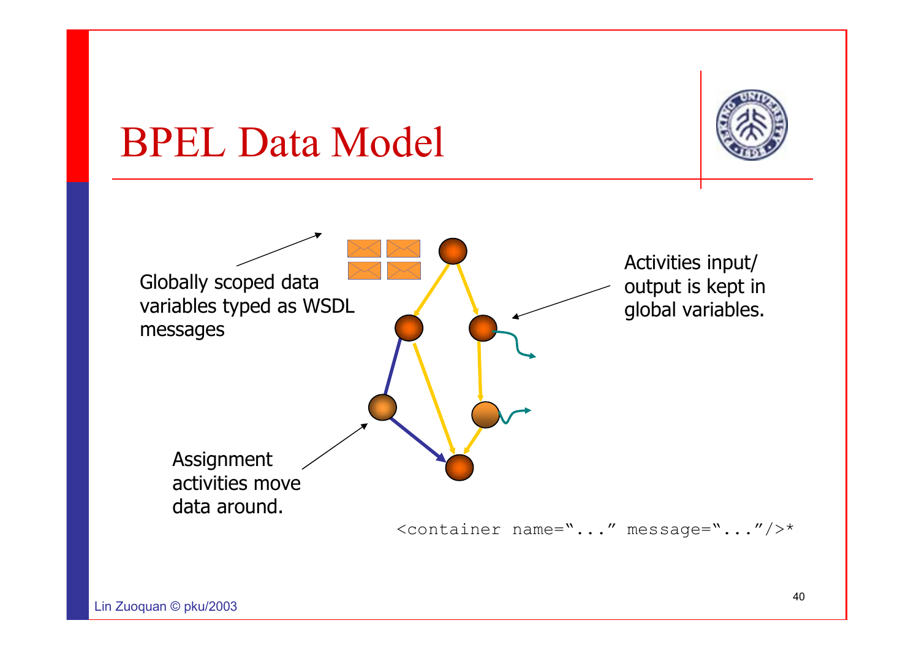# BPEL Data Model

Globally scoped data variables typed as WSDL messages

Activities input/ output is kept in global variables.

Assignment activities move data around.

```
<container name="..." message="..."/>*
```

Lin Zuoquan © pku/2003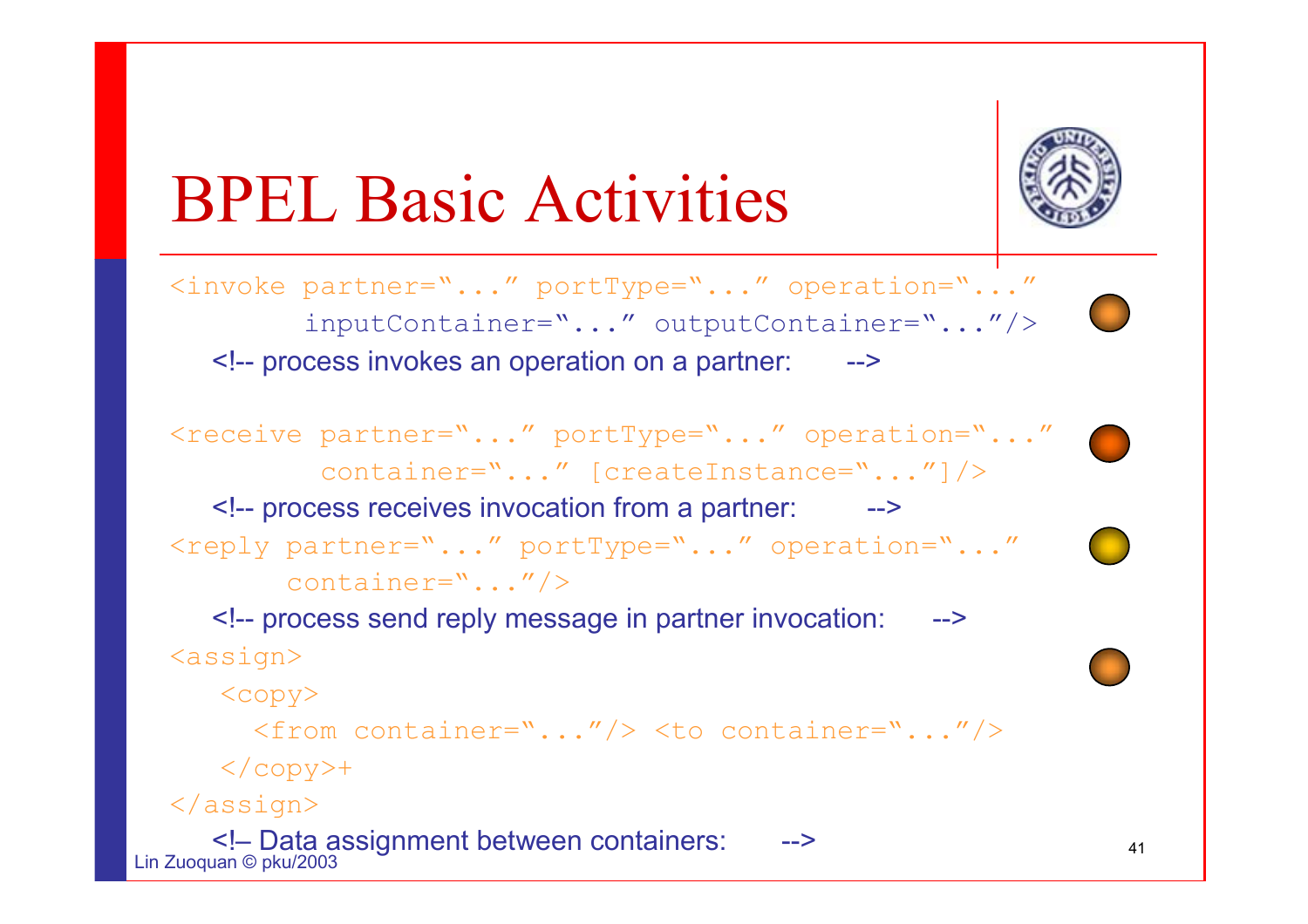# BPEL Basic Activities

```
<invoke partner="..." portType="..." operation="..."
        inputContainer="..." outputContainer="..."/>
```

<!-- process invokes an operation on a partner: -->

```
<receive partner="..." portType="..." operation="..."
         container="..." [createInstance="..."]/>
```

<!-- process receives invocation from a partner: -->

```
<reply partner="..." portType="..." operation="..."
       container="..."/>
```

<!-- process send reply message in partner invocation: -->

```
<assign>
   <copy>
     <from container="..."/> <to container="..."/>
   </copy>+
</assign>
```

<!– Data assignment between containers: -->

Lin Zuoquan © pku/2003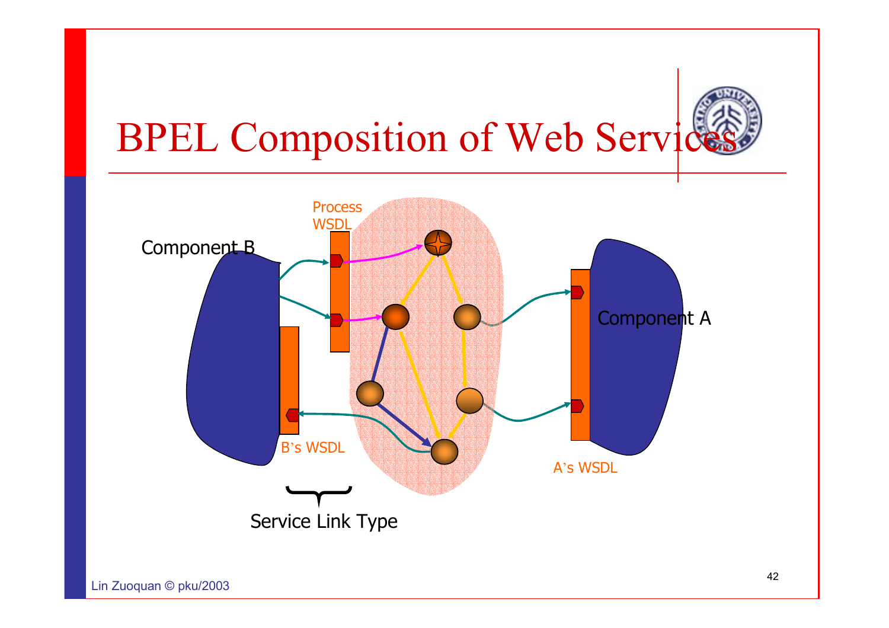# BPEL Composition of Web Services

Component B

Process WSDL

Component A

B's WSDL

A's WSDL

Service Link Type

Lin Zuoquan © pku/2003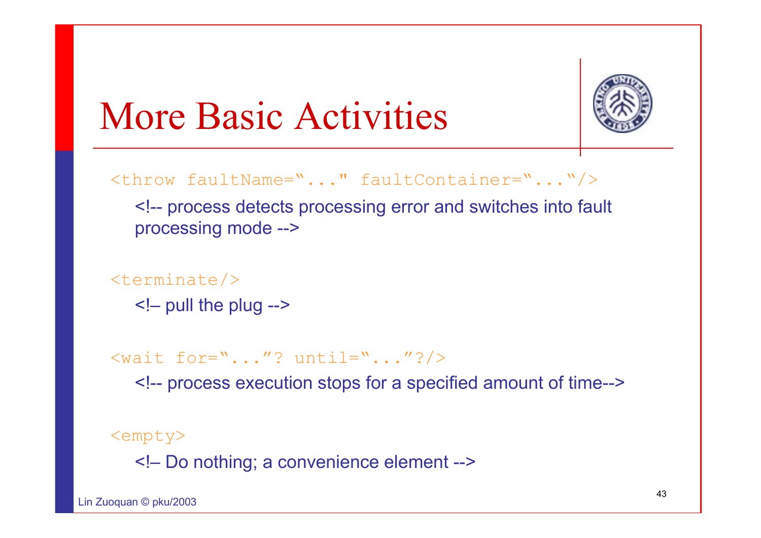# More Basic Activities

```
<throw faultName="..." faultContainer="..."/>
```

<!-- process detects processing error and switches into fault processing mode -->

```
<terminate/>
```

<!– pull the plug -->

```
<wait for="..."? until="..."?/>
```

<!-- process execution stops for a specified amount of time-->

```
<empty>
```

<!– Do nothing; a convenience element -->

Lin Zuoquan © pku/2003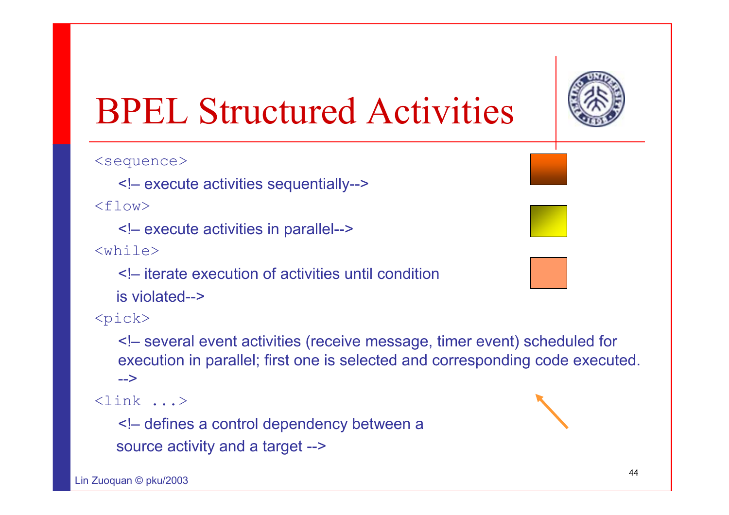# BPEL Structured Activities

```
<sequence>
   <!– execute activities sequentially-->
<flow>
   <!– execute activities in parallel-->
<while>
   <!– iterate execution of activities until condition
   is violated-->
<pick>
   <!– several event activities (receive message, timer event) scheduled for
   execution in parallel; first one is selected and corresponding code executed.
   -->
<link ...>
   <!– defines a control dependency between a
   source activity and a target -->
```

Lin Zuoquan © pku/2003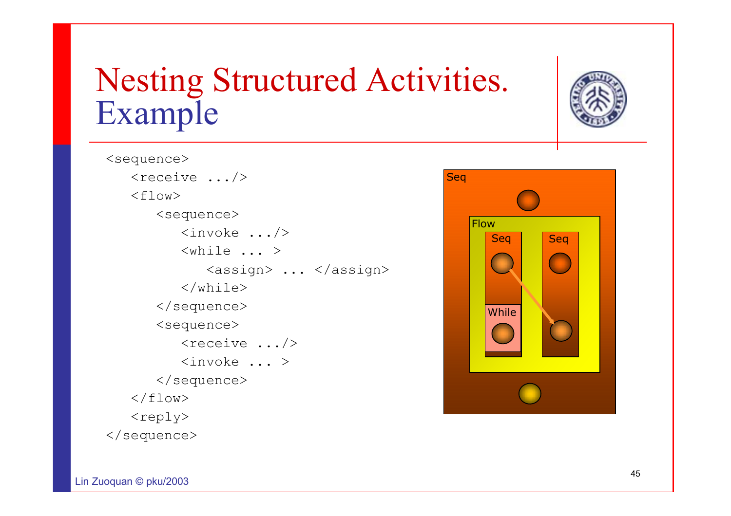# Nesting Structured Activities. Example

```
<sequence>
   <receive .../>
   <flow>
      <sequence>
         <invoke .../>
         <while ... >
            <assign> ... </assign>
         </while>
      </sequence>
      <sequence>
         <receive .../>
         <invoke ... >
      </sequence>
   </flow>
   <reply>
</sequence>
```

Seq

Flow

Seq

Seq

While

Lin Zuoquan © pku/2003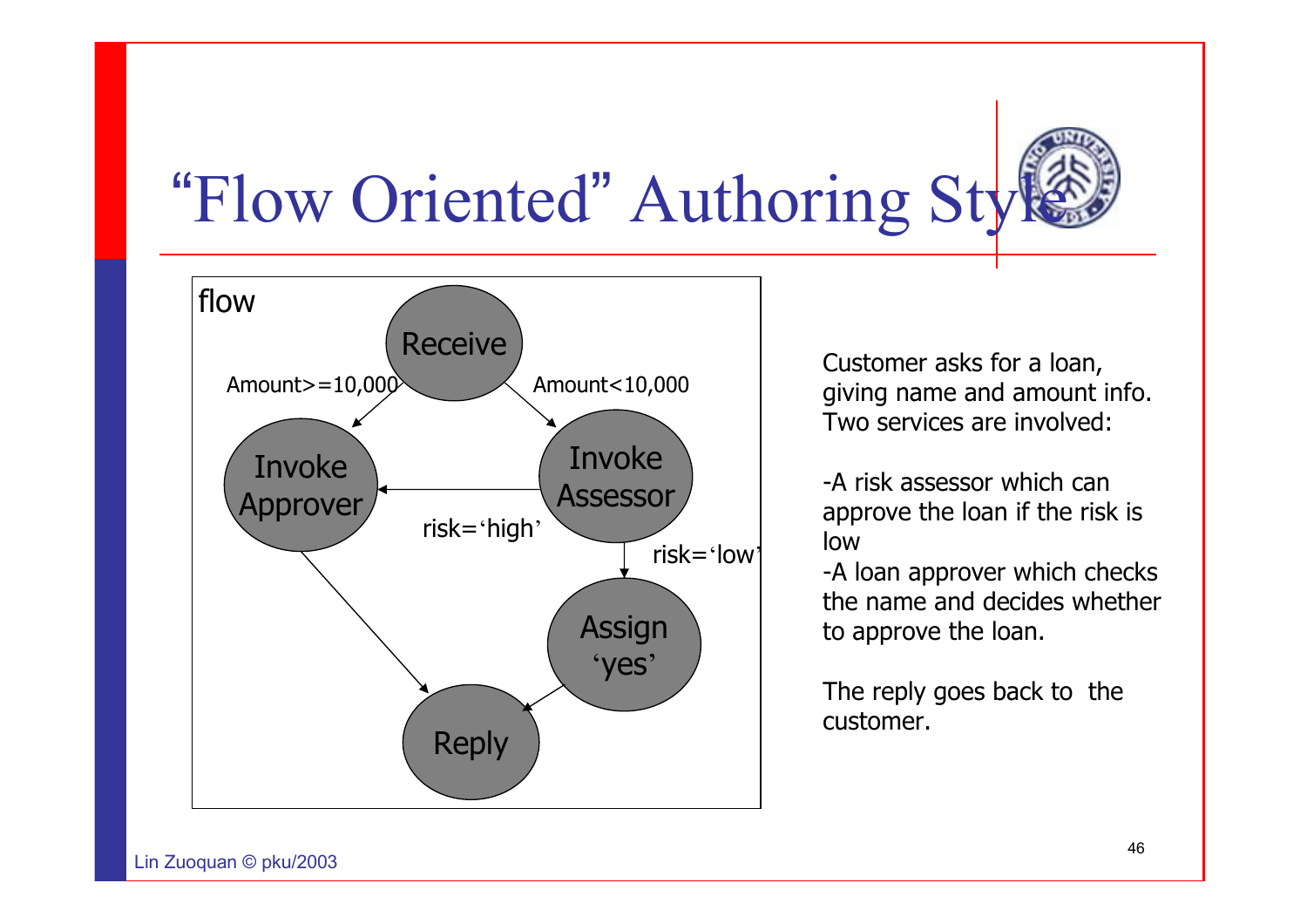# "Flow Oriented" Authoring Style

flow

Receive

Amount>=10,000

Amount<10,000

Invoke Approver

Invoke Assessor

risk='high'

risk='low'

Assign 'yes'

Reply

Customer asks for a loan, giving name and amount info. Two services are involved:

-A risk assessor which can approve the loan if the risk is low

-A loan approver which checks the name and decides whether to approve the loan.

The reply goes back to the customer.

Lin Zuoquan © pku/2003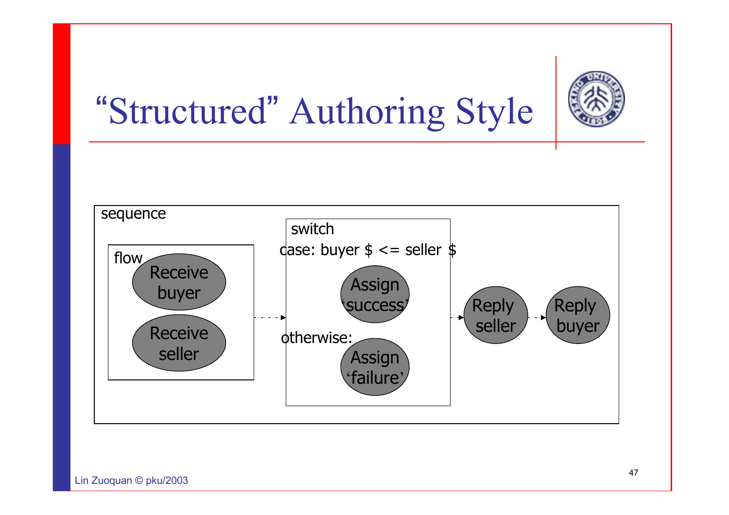# "Structured" Authoring Style

sequence

flow
- Receive buyer
- Receive seller

switch

case: buyer $ <= seller $
- Assign 'success'

otherwise:
- Assign 'failure'

Reply seller

Reply buyer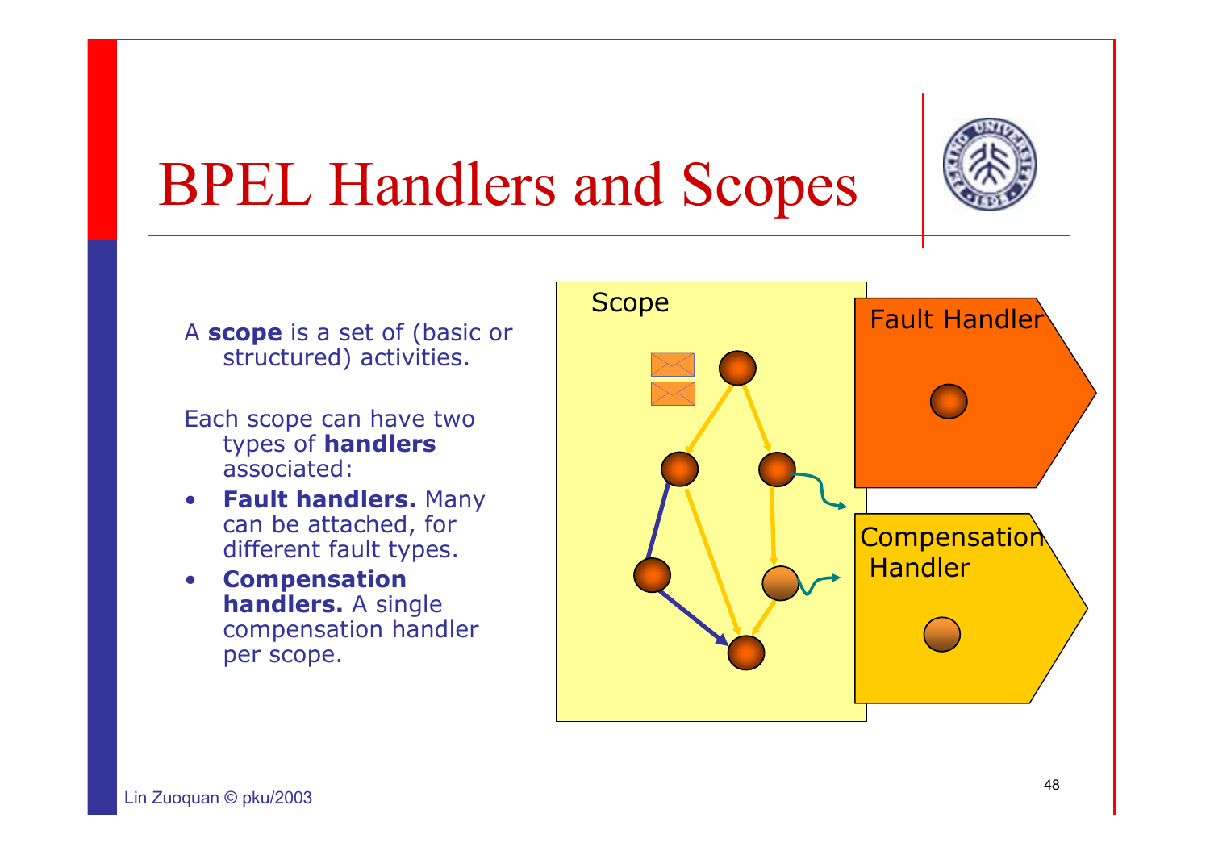# BPEL Handlers and Scopes

A **scope** is a set of (basic or structured) activities.

Each scope can have two types of **handlers** associated:

- **Fault handlers.** Many can be attached, for different fault types.
- **Compensation handlers.** A single compensation handler per scope.

Scope

Fault Handler

Compensation Handler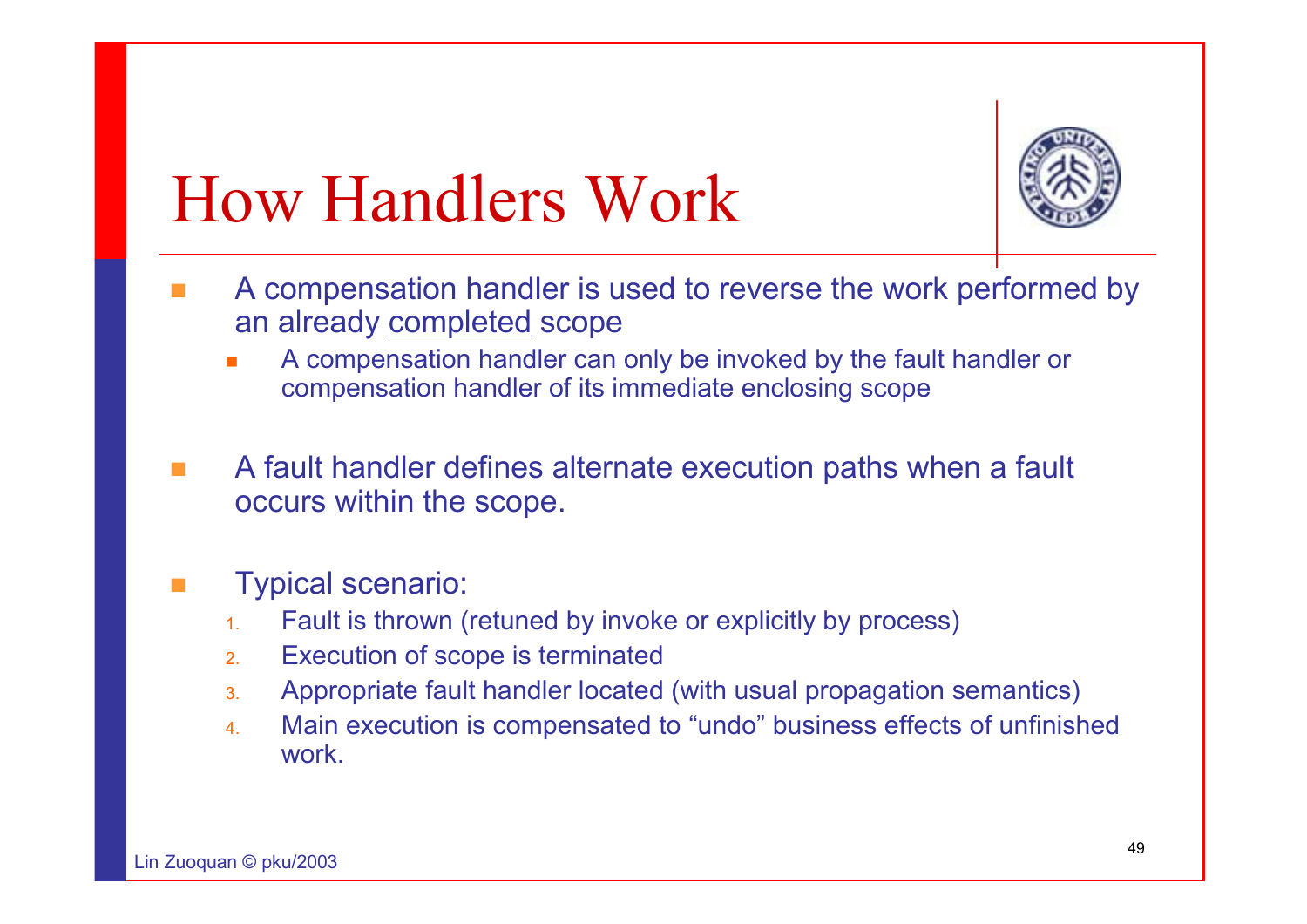# How Handlers Work

- A compensation handler is used to reverse the work performed by an already <u>completed</u> scope
  - A compensation handler can only be invoked by the fault handler or compensation handler of its immediate enclosing scope

- A fault handler defines alternate execution paths when a fault occurs within the scope.

- Typical scenario:
  1. Fault is thrown (retuned by invoke or explicitly by process)
  2. Execution of scope is terminated
  3. Appropriate fault handler located (with usual propagation semantics)
  4. Main execution is compensated to “undo” business effects of unfinished work.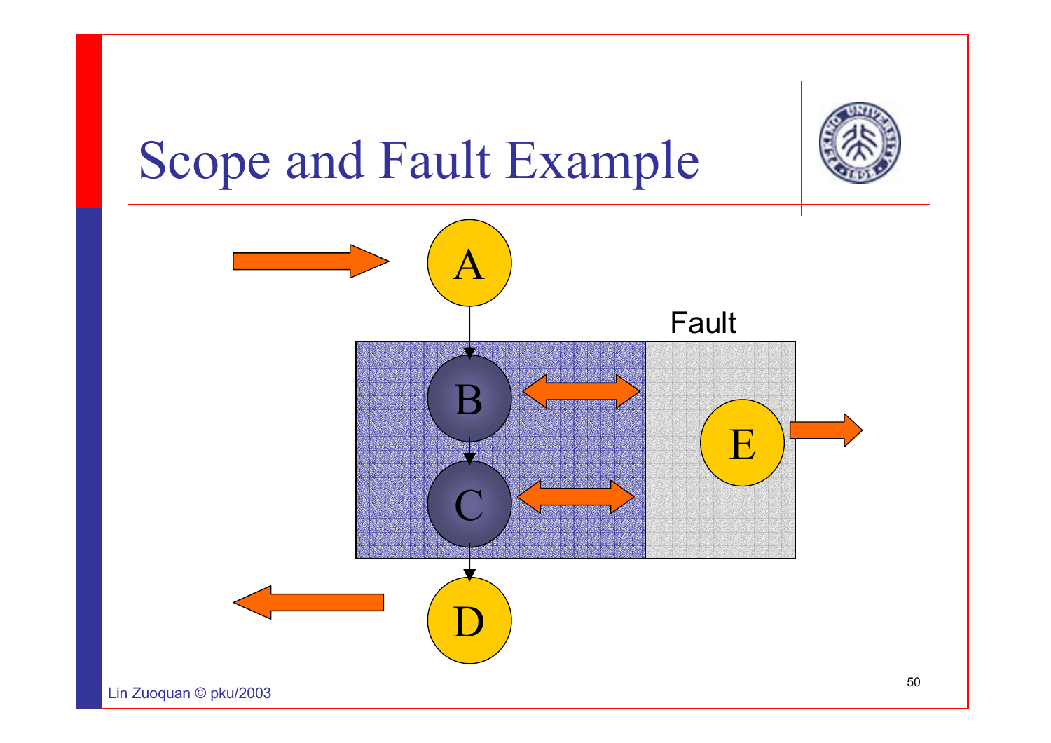# Scope and Fault Example

A

Fault

B

C

E

D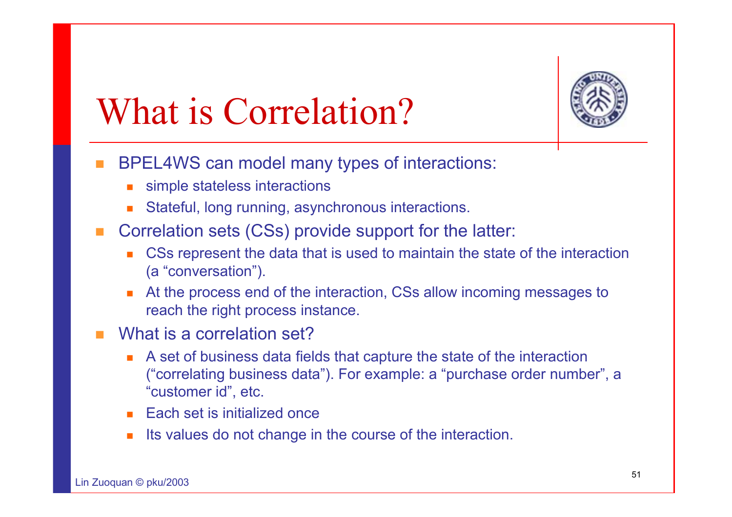# What is Correlation?

- BPEL4WS can model many types of interactions:
  - simple stateless interactions
  - Stateful, long running, asynchronous interactions.
- Correlation sets (CSs) provide support for the latter:
  - CSs represent the data that is used to maintain the state of the interaction (a "conversation").
  - At the process end of the interaction, CSs allow incoming messages to reach the right process instance.
- What is a correlation set?
  - A set of business data fields that capture the state of the interaction ("correlating business data"). For example: a "purchase order number", a "customer id", etc.
  - Each set is initialized once
  - Its values do not change in the course of the interaction.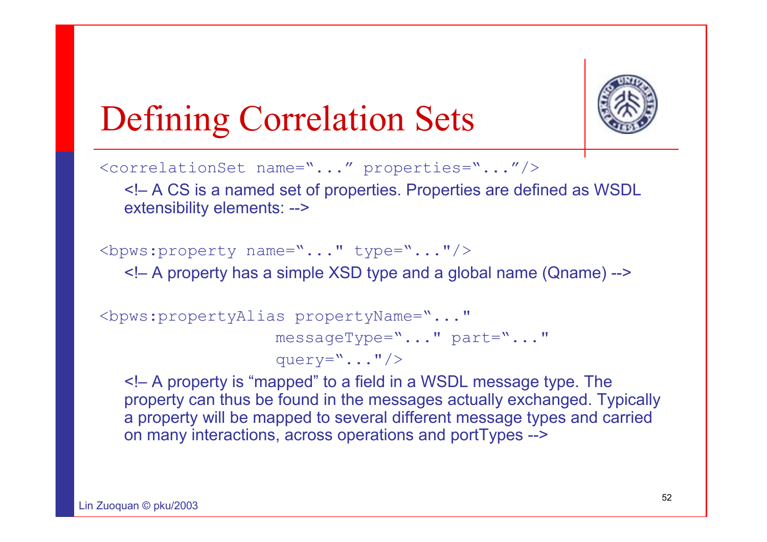# Defining Correlation Sets

```
<correlationSet name="..." properties="..."/>
```

<!– A CS is a named set of properties. Properties are defined as WSDL extensibility elements: -->

```
<bpws:property name="..." type="..."/>
```

<!– A property has a simple XSD type and a global name (Qname) -->

```
<bpws:propertyAlias propertyName="..."
                    messageType="..." part="..."
                    query="..."/>
```

<!– A property is “mapped” to a field in a WSDL message type. The property can thus be found in the messages actually exchanged. Typically a property will be mapped to several different message types and carried on many interactions, across operations and portTypes -->

Lin Zuoquan © pku/2003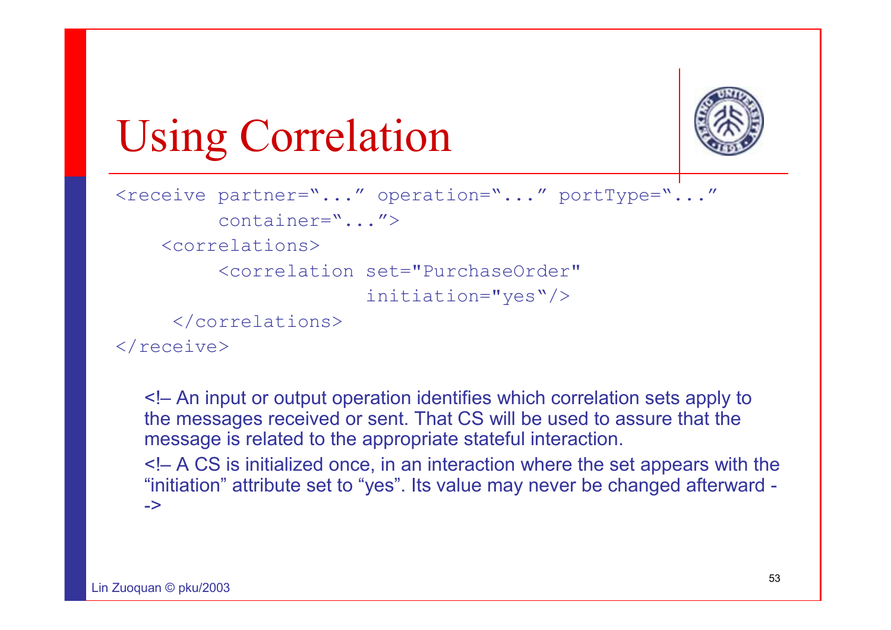# Using Correlation

```
<receive partner="..." operation="..." portType="..."
        container="...">
    <correlations>
        <correlation set="PurchaseOrder"
                     initiation="yes"/>
     </correlations>
</receive>
```

<!– An input or output operation identifies which correlation sets apply to the messages received or sent. That CS will be used to assure that the message is related to the appropriate stateful interaction.

<!– A CS is initialized once, in an interaction where the set appears with the “initiation” attribute set to “yes”. Its value may never be changed afterward -->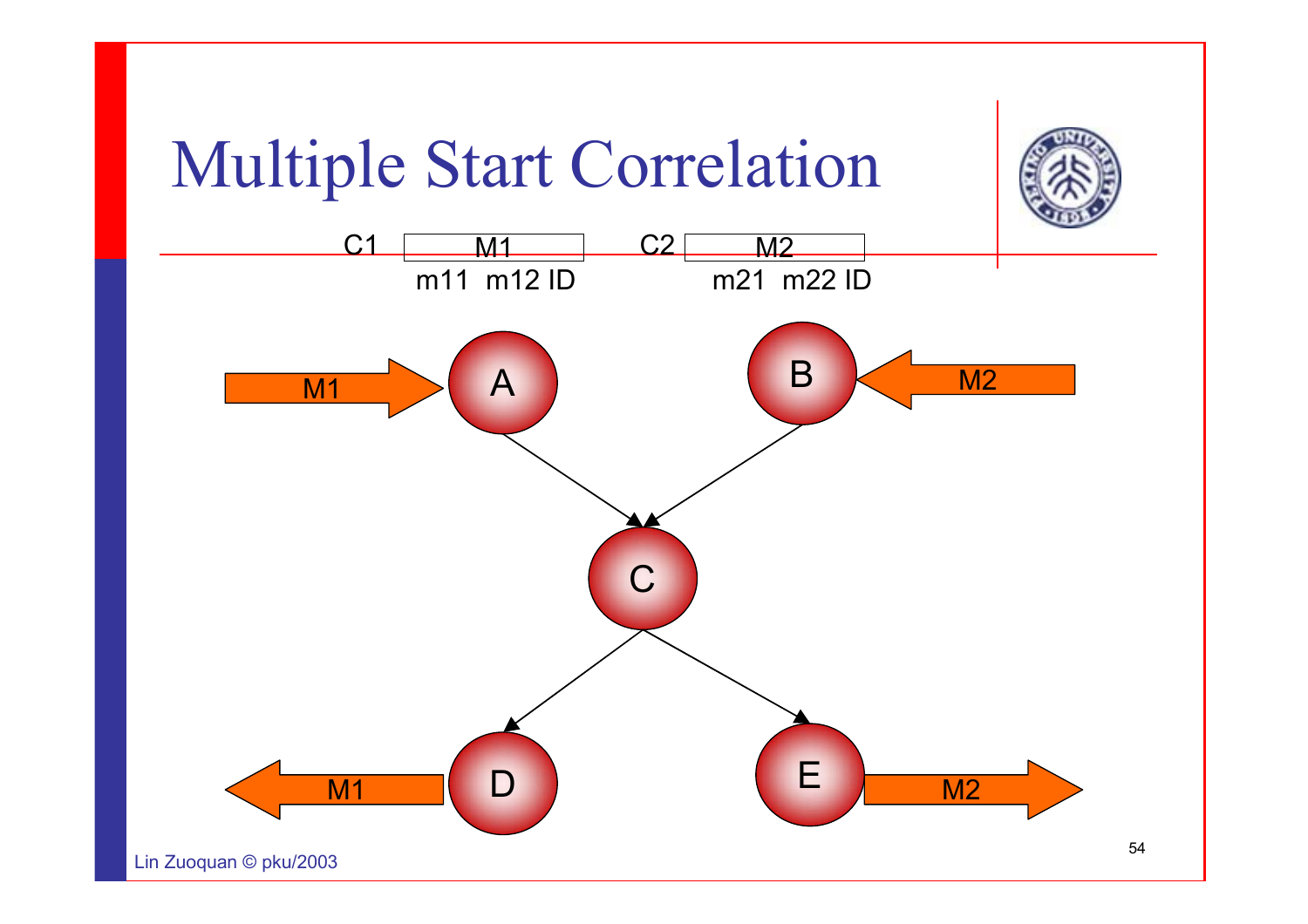# Multiple Start Correlation

C1 M1
m11 m12 ID

C2 M2
m21 m22 ID

M1 → A
M2 → B
A → C
B → C
C → D
C → E
D → M1
E → M2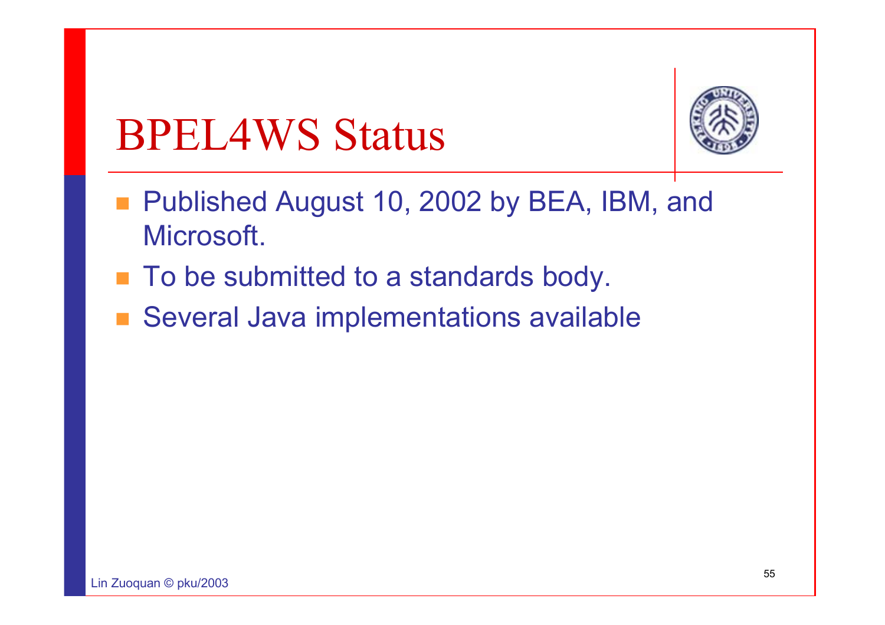# BPEL4WS Status

- Published August 10, 2002 by BEA, IBM, and Microsoft.
- To be submitted to a standards body.
- Several Java implementations available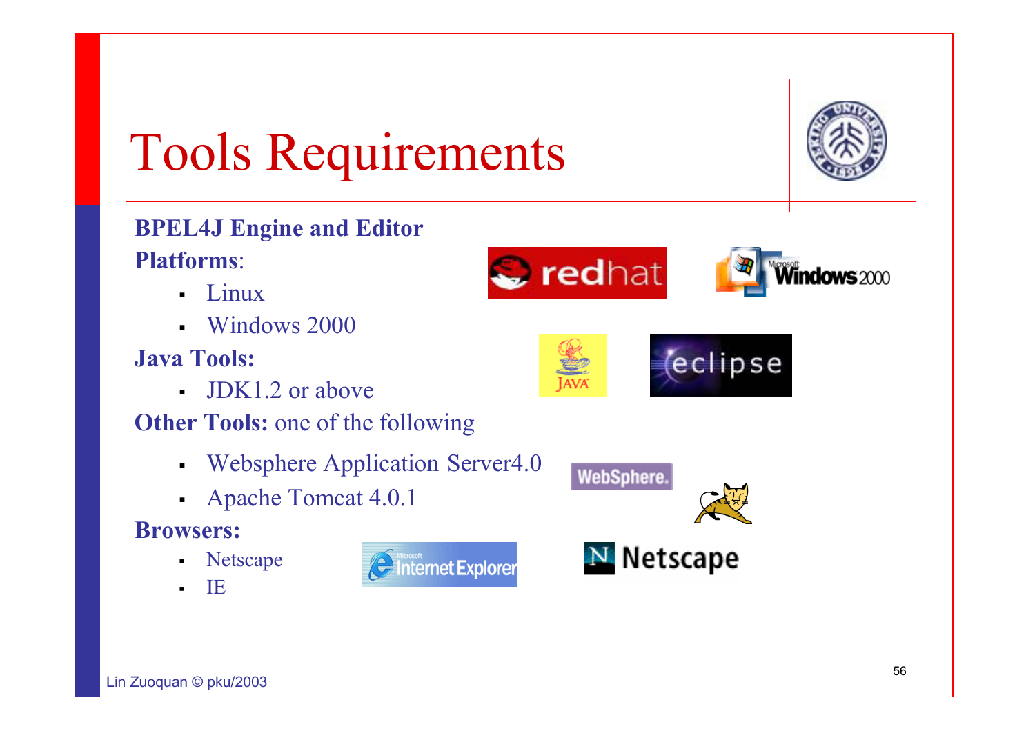# Tools Requirements

**BPEL4J Engine and Editor**

**Platforms**:

- Linux
- Windows 2000

**Java Tools:**

- JDK1.2 or above

**Other Tools:** one of the following

- Websphere Application Server4.0
- Apache Tomcat 4.0.1

**Browsers:**

- Netscape
- IE

Lin Zuoquan © pku/2003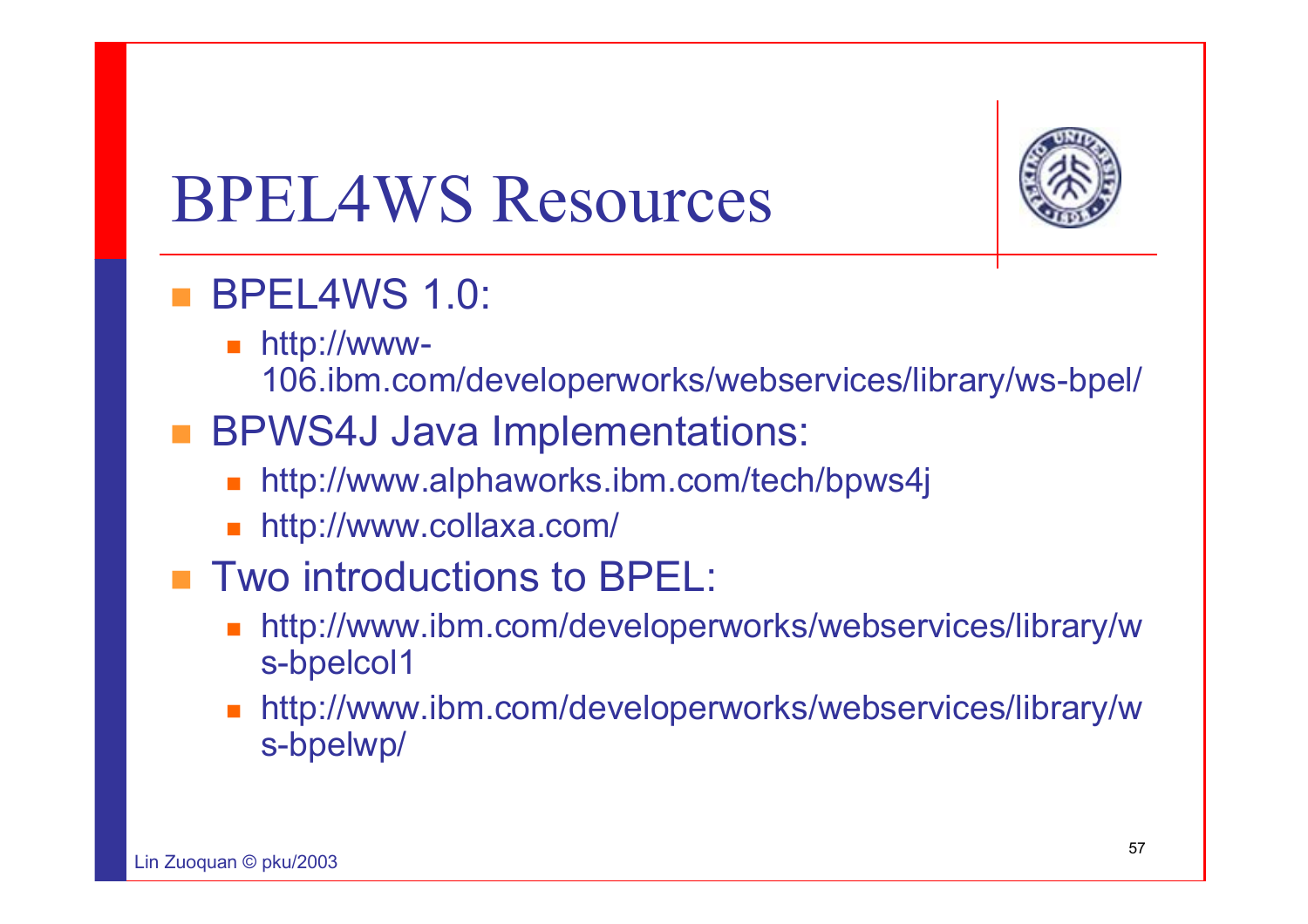# BPEL4WS Resources

- BPEL4WS 1.0:
  - http://www-106.ibm.com/developerworks/webservices/library/ws-bpel/
- BPWS4J Java Implementations:
  - http://www.alphaworks.ibm.com/tech/bpws4j
  - http://www.collaxa.com/
- Two introductions to BPEL:
  - http://www.ibm.com/developerworks/webservices/library/ws-bpelcol1
  - http://www.ibm.com/developerworks/webservices/library/ws-bpelwp/

Lin Zuoquan © pku/2003